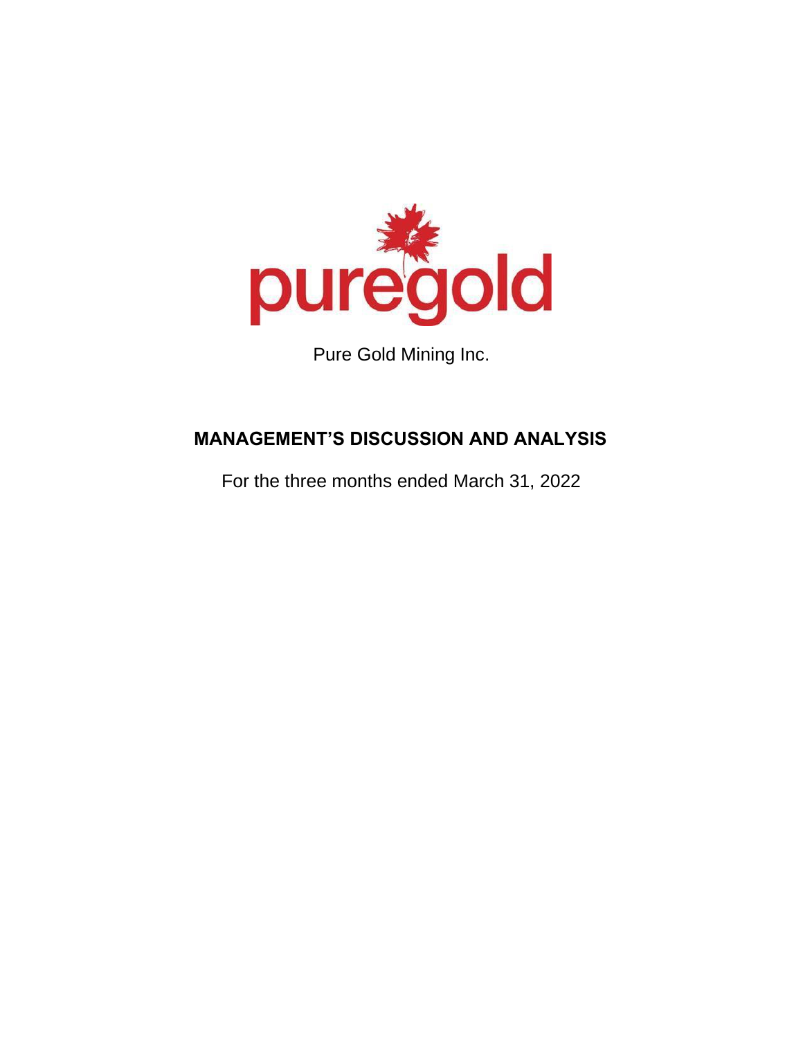puregold

Pure Gold Mining Inc.

# MANAGEMENT'S DISCUSSION AND ANALYSIS

For the three months ended March 31, 2022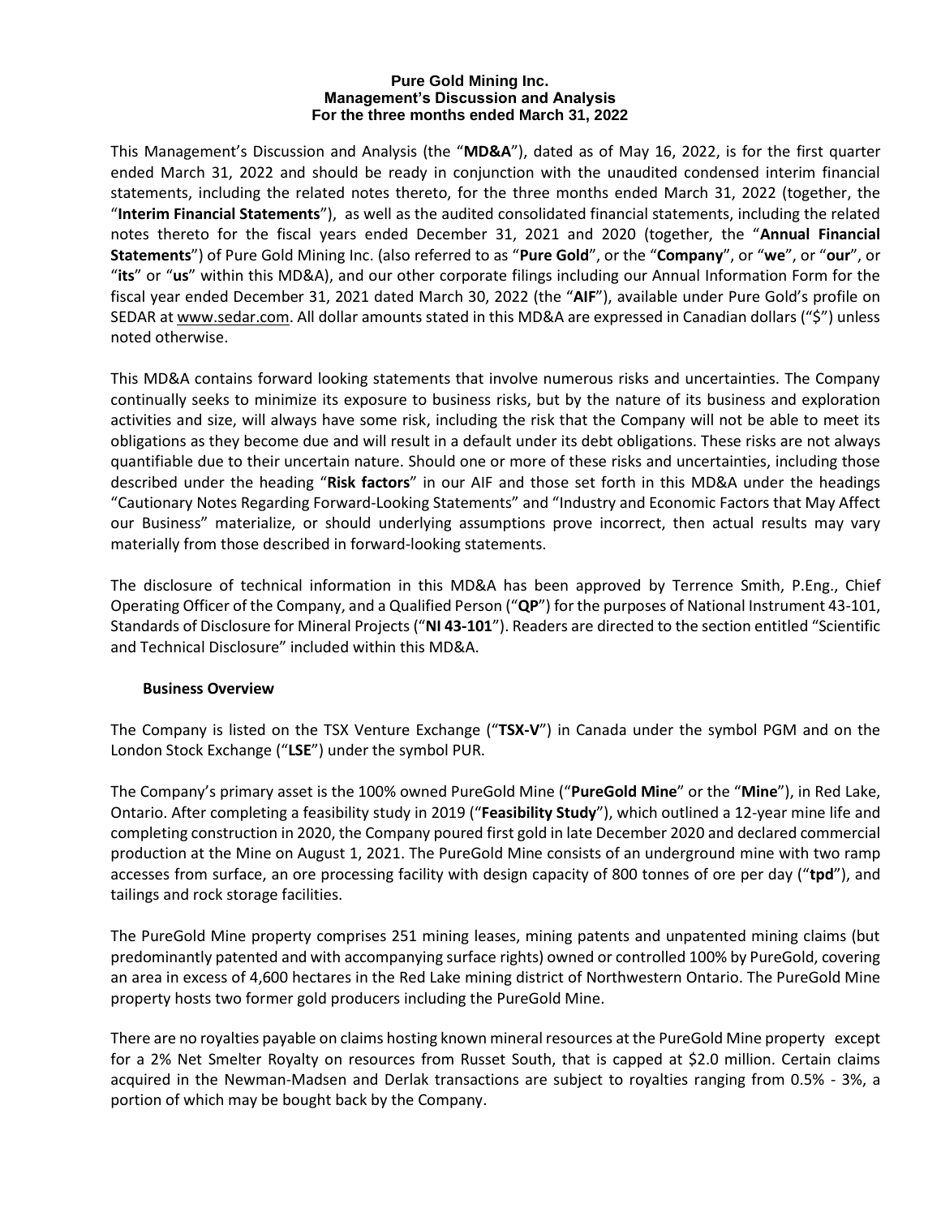**Pure Gold Mining Inc.**
**Management's Discussion and Analysis**
**For the three months ended March 31, 2022**

This Management's Discussion and Analysis (the "**MD&A**"), dated as of May 16, 2022, is for the first quarter ended March 31, 2022 and should be ready in conjunction with the unaudited condensed interim financial statements, including the related notes thereto, for the three months ended March 31, 2022 (together, the "**Interim Financial Statements**"), as well as the audited consolidated financial statements, including the related notes thereto for the fiscal years ended December 31, 2021 and 2020 (together, the "**Annual Financial Statements**") of Pure Gold Mining Inc. (also referred to as "**Pure Gold**", or the "**Company**", or "**we**", or "**our**", or "**its**" or "**us**" within this MD&A), and our other corporate filings including our Annual Information Form for the fiscal year ended December 31, 2021 dated March 30, 2022 (the "**AIF**"), available under Pure Gold's profile on SEDAR at www.sedar.com. All dollar amounts stated in this MD&A are expressed in Canadian dollars ("$") unless noted otherwise.

This MD&A contains forward looking statements that involve numerous risks and uncertainties. The Company continually seeks to minimize its exposure to business risks, but by the nature of its business and exploration activities and size, will always have some risk, including the risk that the Company will not be able to meet its obligations as they become due and will result in a default under its debt obligations. These risks are not always quantifiable due to their uncertain nature. Should one or more of these risks and uncertainties, including those described under the heading "**Risk factors**" in our AIF and those set forth in this MD&A under the headings "Cautionary Notes Regarding Forward-Looking Statements" and "Industry and Economic Factors that May Affect our Business" materialize, or should underlying assumptions prove incorrect, then actual results may vary materially from those described in forward-looking statements.

The disclosure of technical information in this MD&A has been approved by Terrence Smith, P.Eng., Chief Operating Officer of the Company, and a Qualified Person ("**QP**") for the purposes of National Instrument 43-101, Standards of Disclosure for Mineral Projects ("**NI 43-101**"). Readers are directed to the section entitled "Scientific and Technical Disclosure" included within this MD&A.

## Business Overview

The Company is listed on the TSX Venture Exchange ("**TSX-V**") in Canada under the symbol PGM and on the London Stock Exchange ("**LSE**") under the symbol PUR.

The Company's primary asset is the 100% owned PureGold Mine ("**PureGold Mine**" or the "**Mine**"), in Red Lake, Ontario. After completing a feasibility study in 2019 ("**Feasibility Study**"), which outlined a 12-year mine life and completing construction in 2020, the Company poured first gold in late December 2020 and declared commercial production at the Mine on August 1, 2021. The PureGold Mine consists of an underground mine with two ramp accesses from surface, an ore processing facility with design capacity of 800 tonnes of ore per day ("**tpd**"), and tailings and rock storage facilities.

The PureGold Mine property comprises 251 mining leases, mining patents and unpatented mining claims (but predominantly patented and with accompanying surface rights) owned or controlled 100% by PureGold, covering an area in excess of 4,600 hectares in the Red Lake mining district of Northwestern Ontario. The PureGold Mine property hosts two former gold producers including the PureGold Mine.

There are no royalties payable on claims hosting known mineral resources at the PureGold Mine property except for a 2% Net Smelter Royalty on resources from Russet South, that is capped at $2.0 million. Certain claims acquired in the Newman-Madsen and Derlak transactions are subject to royalties ranging from 0.5% - 3%, a portion of which may be bought back by the Company.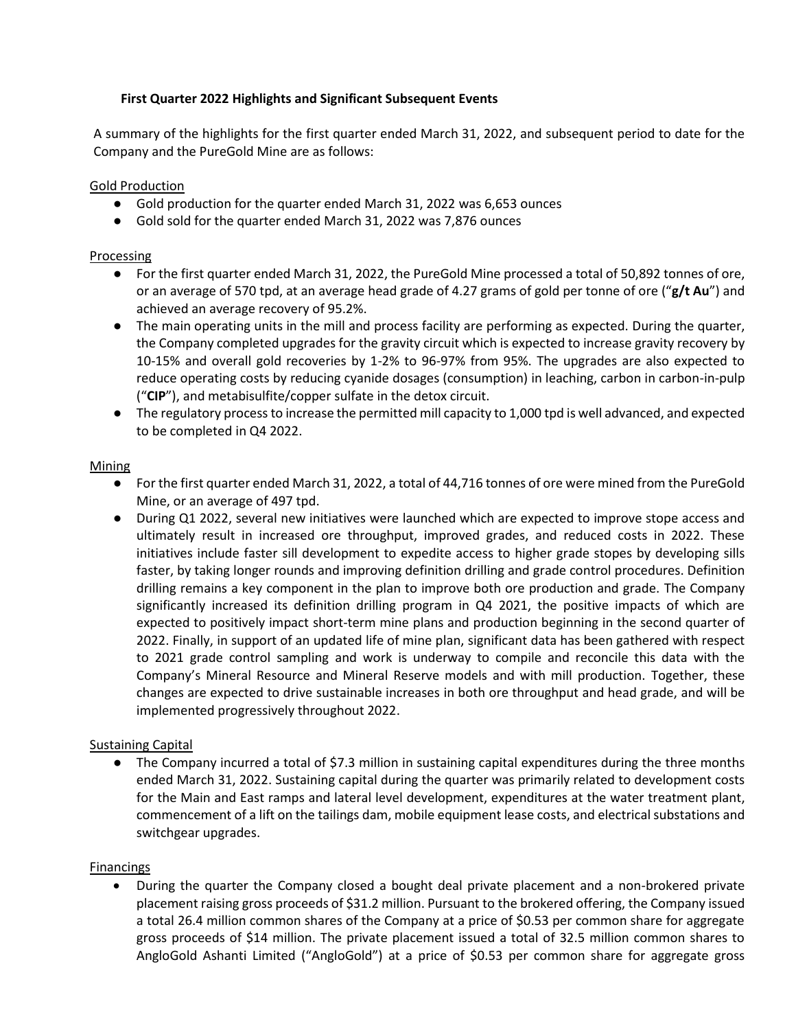**First Quarter 2022 Highlights and Significant Subsequent Events**

A summary of the highlights for the first quarter ended March 31, 2022, and subsequent period to date for the Company and the PureGold Mine are as follows:

Gold Production

- Gold production for the quarter ended March 31, 2022 was 6,653 ounces
- Gold sold for the quarter ended March 31, 2022 was 7,876 ounces

Processing

- For the first quarter ended March 31, 2022, the PureGold Mine processed a total of 50,892 tonnes of ore, or an average of 570 tpd, at an average head grade of 4.27 grams of gold per tonne of ore ("**g/t Au**") and achieved an average recovery of 95.2%.
- The main operating units in the mill and process facility are performing as expected. During the quarter, the Company completed upgrades for the gravity circuit which is expected to increase gravity recovery by 10-15% and overall gold recoveries by 1-2% to 96-97% from 95%. The upgrades are also expected to reduce operating costs by reducing cyanide dosages (consumption) in leaching, carbon in carbon-in-pulp ("**CIP**"), and metabisulfite/copper sulfate in the detox circuit.
- The regulatory process to increase the permitted mill capacity to 1,000 tpd is well advanced, and expected to be completed in Q4 2022.

Mining

- For the first quarter ended March 31, 2022, a total of 44,716 tonnes of ore were mined from the PureGold Mine, or an average of 497 tpd.
- During Q1 2022, several new initiatives were launched which are expected to improve stope access and ultimately result in increased ore throughput, improved grades, and reduced costs in 2022. These initiatives include faster sill development to expedite access to higher grade stopes by developing sills faster, by taking longer rounds and improving definition drilling and grade control procedures. Definition drilling remains a key component in the plan to improve both ore production and grade. The Company significantly increased its definition drilling program in Q4 2021, the positive impacts of which are expected to positively impact short-term mine plans and production beginning in the second quarter of 2022. Finally, in support of an updated life of mine plan, significant data has been gathered with respect to 2021 grade control sampling and work is underway to compile and reconcile this data with the Company's Mineral Resource and Mineral Reserve models and with mill production. Together, these changes are expected to drive sustainable increases in both ore throughput and head grade, and will be implemented progressively throughout 2022.

Sustaining Capital

- The Company incurred a total of $7.3 million in sustaining capital expenditures during the three months ended March 31, 2022. Sustaining capital during the quarter was primarily related to development costs for the Main and East ramps and lateral level development, expenditures at the water treatment plant, commencement of a lift on the tailings dam, mobile equipment lease costs, and electrical substations and switchgear upgrades.

Financings

- During the quarter the Company closed a bought deal private placement and a non-brokered private placement raising gross proceeds of $31.2 million. Pursuant to the brokered offering, the Company issued a total 26.4 million common shares of the Company at a price of $0.53 per common share for aggregate gross proceeds of $14 million. The private placement issued a total of 32.5 million common shares to AngloGold Ashanti Limited ("AngloGold") at a price of $0.53 per common share for aggregate gross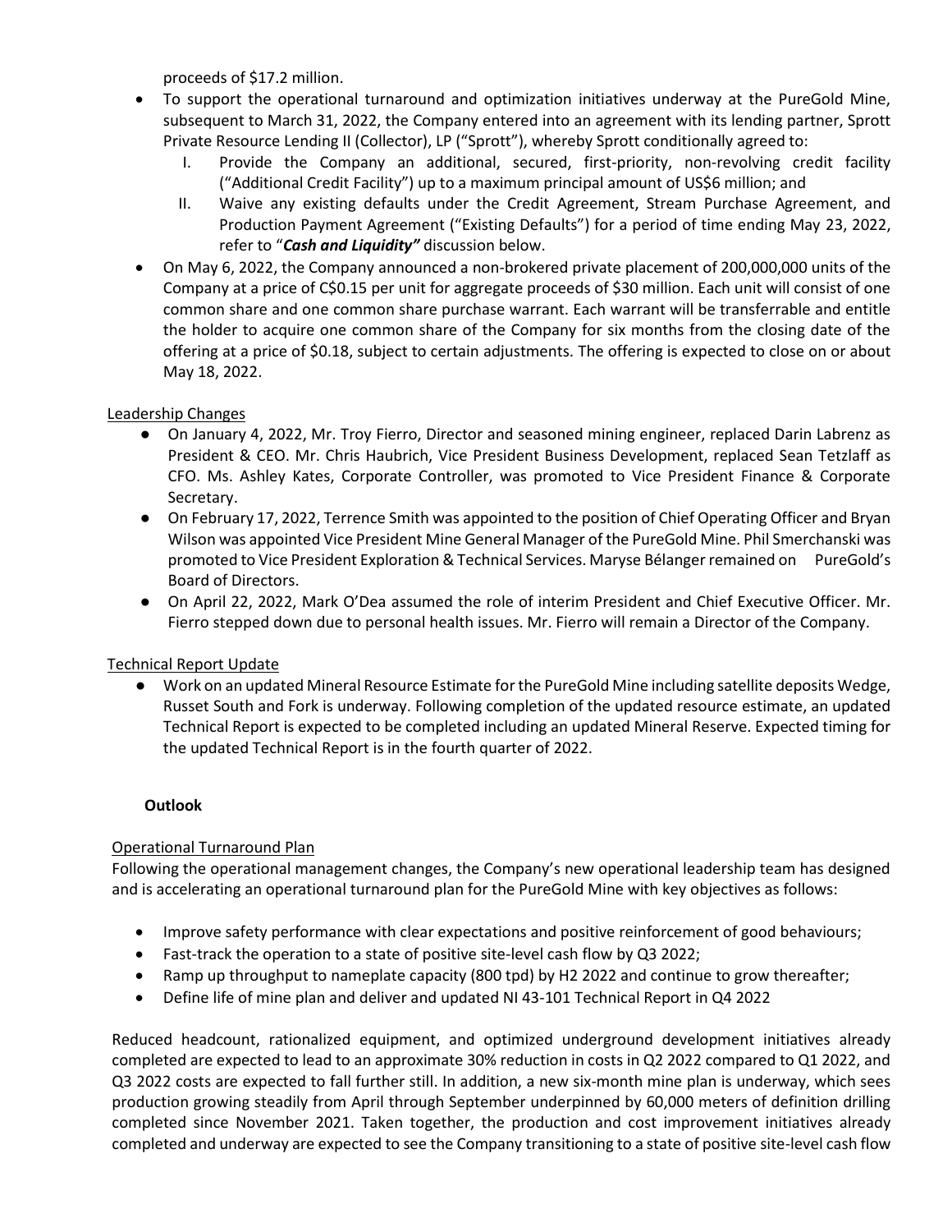proceeds of $17.2 million.

- To support the operational turnaround and optimization initiatives underway at the PureGold Mine, subsequent to March 31, 2022, the Company entered into an agreement with its lending partner, Sprott Private Resource Lending II (Collector), LP ("Sprott"), whereby Sprott conditionally agreed to:
    I. Provide the Company an additional, secured, first-priority, non-revolving credit facility ("Additional Credit Facility") up to a maximum principal amount of US$6 million; and
    II. Waive any existing defaults under the Credit Agreement, Stream Purchase Agreement, and Production Payment Agreement ("Existing Defaults") for a period of time ending May 23, 2022, refer to "***Cash and Liquidity"*** discussion below.
- On May 6, 2022, the Company announced a non-brokered private placement of 200,000,000 units of the Company at a price of C$0.15 per unit for aggregate proceeds of $30 million. Each unit will consist of one common share and one common share purchase warrant. Each warrant will be transferrable and entitle the holder to acquire one common share of the Company for six months from the closing date of the offering at a price of $0.18, subject to certain adjustments. The offering is expected to close on or about May 18, 2022.

Leadership Changes

- On January 4, 2022, Mr. Troy Fierro, Director and seasoned mining engineer, replaced Darin Labrenz as President & CEO. Mr. Chris Haubrich, Vice President Business Development, replaced Sean Tetzlaff as CFO. Ms. Ashley Kates, Corporate Controller, was promoted to Vice President Finance & Corporate Secretary.
- On February 17, 2022, Terrence Smith was appointed to the position of Chief Operating Officer and Bryan Wilson was appointed Vice President Mine General Manager of the PureGold Mine. Phil Smerchanski was promoted to Vice President Exploration & Technical Services. Maryse Bélanger remained on PureGold's Board of Directors.
- On April 22, 2022, Mark O'Dea assumed the role of interim President and Chief Executive Officer. Mr. Fierro stepped down due to personal health issues. Mr. Fierro will remain a Director of the Company.

Technical Report Update

- Work on an updated Mineral Resource Estimate for the PureGold Mine including satellite deposits Wedge, Russet South and Fork is underway. Following completion of the updated resource estimate, an updated Technical Report is expected to be completed including an updated Mineral Reserve. Expected timing for the updated Technical Report is in the fourth quarter of 2022.

## Outlook

Operational Turnaround Plan

Following the operational management changes, the Company's new operational leadership team has designed and is accelerating an operational turnaround plan for the PureGold Mine with key objectives as follows:

- Improve safety performance with clear expectations and positive reinforcement of good behaviours;
- Fast-track the operation to a state of positive site-level cash flow by Q3 2022;
- Ramp up throughput to nameplate capacity (800 tpd) by H2 2022 and continue to grow thereafter;
- Define life of mine plan and deliver and updated NI 43-101 Technical Report in Q4 2022

Reduced headcount, rationalized equipment, and optimized underground development initiatives already completed are expected to lead to an approximate 30% reduction in costs in Q2 2022 compared to Q1 2022, and Q3 2022 costs are expected to fall further still. In addition, a new six-month mine plan is underway, which sees production growing steadily from April through September underpinned by 60,000 meters of definition drilling completed since November 2021. Taken together, the production and cost improvement initiatives already completed and underway are expected to see the Company transitioning to a state of positive site-level cash flow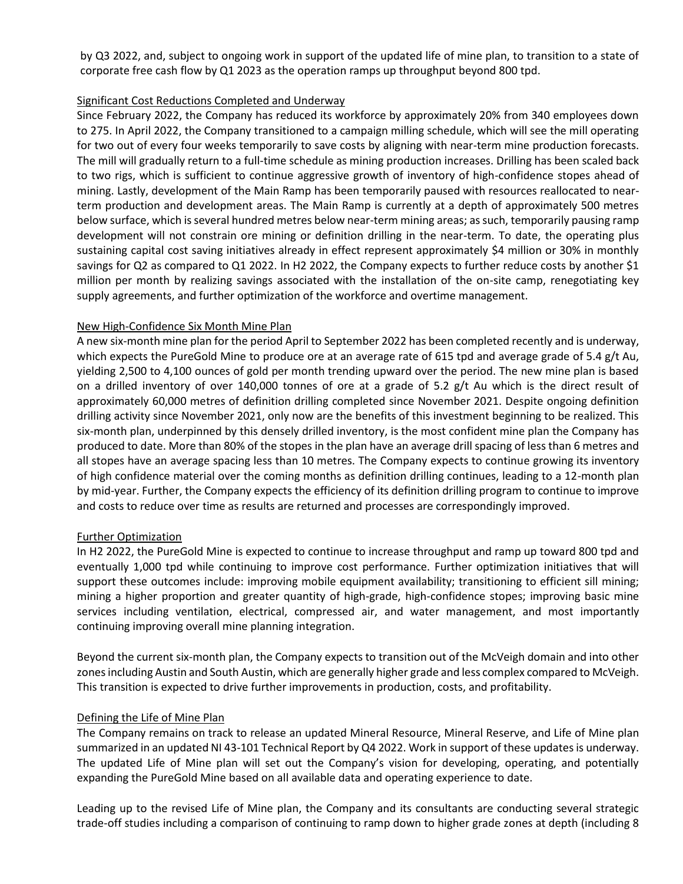by Q3 2022, and, subject to ongoing work in support of the updated life of mine plan, to transition to a state of corporate free cash flow by Q1 2023 as the operation ramps up throughput beyond 800 tpd.

## Significant Cost Reductions Completed and Underway

Since February 2022, the Company has reduced its workforce by approximately 20% from 340 employees down to 275. In April 2022, the Company transitioned to a campaign milling schedule, which will see the mill operating for two out of every four weeks temporarily to save costs by aligning with near-term mine production forecasts. The mill will gradually return to a full-time schedule as mining production increases. Drilling has been scaled back to two rigs, which is sufficient to continue aggressive growth of inventory of high-confidence stopes ahead of mining. Lastly, development of the Main Ramp has been temporarily paused with resources reallocated to near-term production and development areas. The Main Ramp is currently at a depth of approximately 500 metres below surface, which is several hundred metres below near-term mining areas; as such, temporarily pausing ramp development will not constrain ore mining or definition drilling in the near-term. To date, the operating plus sustaining capital cost saving initiatives already in effect represent approximately \$4 million or 30% in monthly savings for Q2 as compared to Q1 2022. In H2 2022, the Company expects to further reduce costs by another \$1 million per month by realizing savings associated with the installation of the on-site camp, renegotiating key supply agreements, and further optimization of the workforce and overtime management.

## New High-Confidence Six Month Mine Plan

A new six-month mine plan for the period April to September 2022 has been completed recently and is underway, which expects the PureGold Mine to produce ore at an average rate of 615 tpd and average grade of 5.4 g/t Au, yielding 2,500 to 4,100 ounces of gold per month trending upward over the period. The new mine plan is based on a drilled inventory of over 140,000 tonnes of ore at a grade of 5.2 g/t Au which is the direct result of approximately 60,000 metres of definition drilling completed since November 2021. Despite ongoing definition drilling activity since November 2021, only now are the benefits of this investment beginning to be realized. This six-month plan, underpinned by this densely drilled inventory, is the most confident mine plan the Company has produced to date. More than 80% of the stopes in the plan have an average drill spacing of less than 6 metres and all stopes have an average spacing less than 10 metres. The Company expects to continue growing its inventory of high confidence material over the coming months as definition drilling continues, leading to a 12-month plan by mid-year. Further, the Company expects the efficiency of its definition drilling program to continue to improve and costs to reduce over time as results are returned and processes are correspondingly improved.

## Further Optimization

In H2 2022, the PureGold Mine is expected to continue to increase throughput and ramp up toward 800 tpd and eventually 1,000 tpd while continuing to improve cost performance. Further optimization initiatives that will support these outcomes include: improving mobile equipment availability; transitioning to efficient sill mining; mining a higher proportion and greater quantity of high-grade, high-confidence stopes; improving basic mine services including ventilation, electrical, compressed air, and water management, and most importantly continuing improving overall mine planning integration.

Beyond the current six-month plan, the Company expects to transition out of the McVeigh domain and into other zones including Austin and South Austin, which are generally higher grade and less complex compared to McVeigh. This transition is expected to drive further improvements in production, costs, and profitability.

## Defining the Life of Mine Plan

The Company remains on track to release an updated Mineral Resource, Mineral Reserve, and Life of Mine plan summarized in an updated NI 43-101 Technical Report by Q4 2022. Work in support of these updates is underway. The updated Life of Mine plan will set out the Company's vision for developing, operating, and potentially expanding the PureGold Mine based on all available data and operating experience to date.

Leading up to the revised Life of Mine plan, the Company and its consultants are conducting several strategic trade-off studies including a comparison of continuing to ramp down to higher grade zones at depth (including 8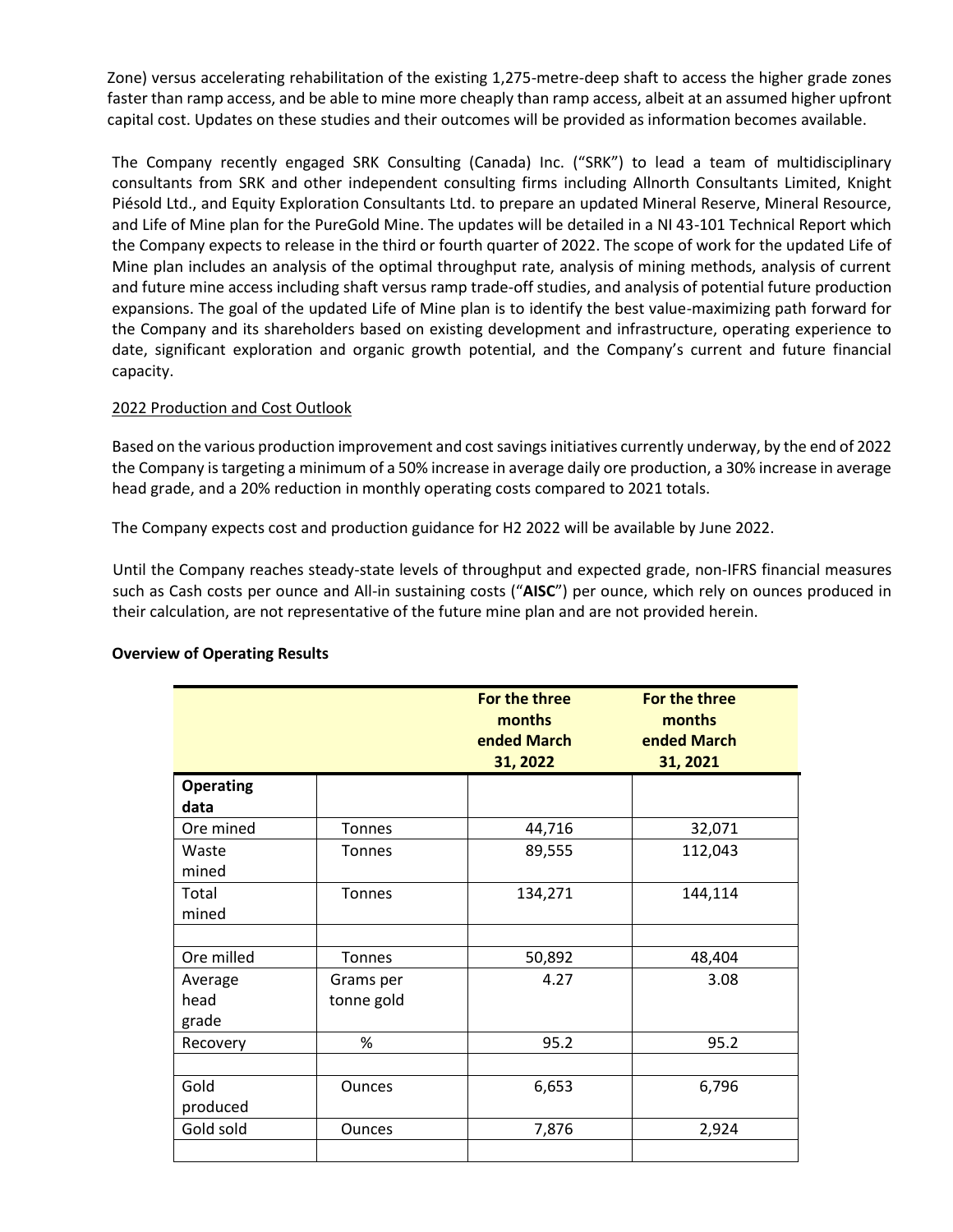Zone) versus accelerating rehabilitation of the existing 1,275-metre-deep shaft to access the higher grade zones faster than ramp access, and be able to mine more cheaply than ramp access, albeit at an assumed higher upfront capital cost. Updates on these studies and their outcomes will be provided as information becomes available.

The Company recently engaged SRK Consulting (Canada) Inc. ("SRK") to lead a team of multidisciplinary consultants from SRK and other independent consulting firms including Allnorth Consultants Limited, Knight Piésold Ltd., and Equity Exploration Consultants Ltd. to prepare an updated Mineral Reserve, Mineral Resource, and Life of Mine plan for the PureGold Mine. The updates will be detailed in a NI 43-101 Technical Report which the Company expects to release in the third or fourth quarter of 2022. The scope of work for the updated Life of Mine plan includes an analysis of the optimal throughput rate, analysis of mining methods, analysis of current and future mine access including shaft versus ramp trade-off studies, and analysis of potential future production expansions. The goal of the updated Life of Mine plan is to identify the best value-maximizing path forward for the Company and its shareholders based on existing development and infrastructure, operating experience to date, significant exploration and organic growth potential, and the Company's current and future financial capacity.

2022 Production and Cost Outlook

Based on the various production improvement and cost savings initiatives currently underway, by the end of 2022 the Company is targeting a minimum of a 50% increase in average daily ore production, a 30% increase in average head grade, and a 20% reduction in monthly operating costs compared to 2021 totals.

The Company expects cost and production guidance for H2 2022 will be available by June 2022.

Until the Company reaches steady-state levels of throughput and expected grade, non-IFRS financial measures such as Cash costs per ounce and All-in sustaining costs ("**AISC**") per ounce, which rely on ounces produced in their calculation, are not representative of the future mine plan and are not provided herein.

**Overview of Operating Results**

| | | **For the three months ended March 31, 2022** | **For the three months ended March 31, 2021** |
|---|---|---|---|
| **Operating data** | | | |
| Ore mined | Tonnes | 44,716 | 32,071 |
| Waste mined | Tonnes | 89,555 | 112,043 |
| Total mined | Tonnes | 134,271 | 144,114 |
| | | | |
| Ore milled | Tonnes | 50,892 | 48,404 |
| Average head grade | Grams per tonne gold | 4.27 | 3.08 |
| Recovery | % | 95.2 | 95.2 |
| | | | |
| Gold produced | Ounces | 6,653 | 6,796 |
| Gold sold | Ounces | 7,876 | 2,924 |
| | | | |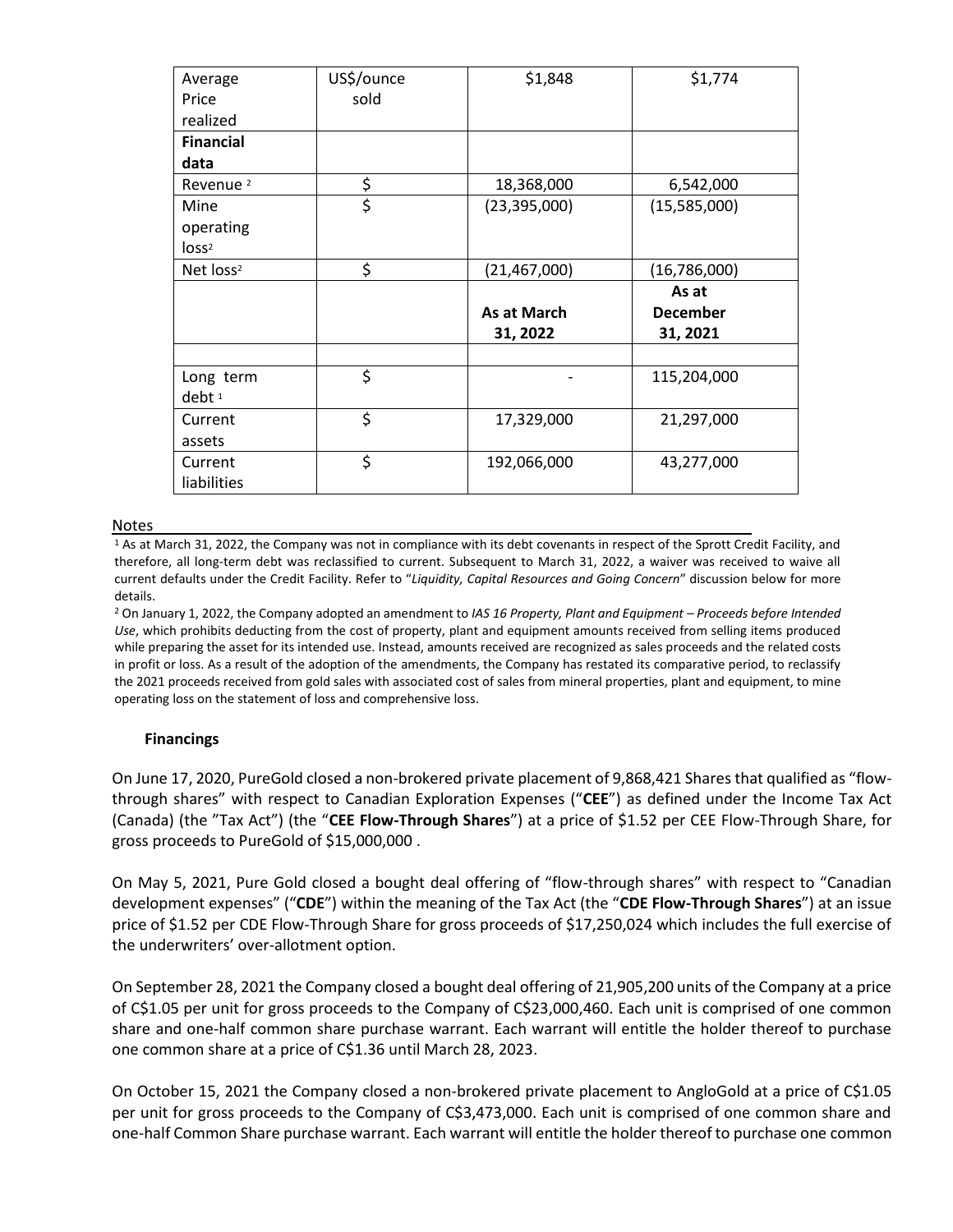| Average Price realized | US$/ounce sold | $1,848 | $1,774 |
|---|---|---|---|
| **Financial data** | | | |
| Revenue [2] | $ | 18,368,000 | 6,542,000 |
| Mine operating loss[2] | $ | (23,395,000) | (15,585,000) |
| Net loss[2] | $ | (21,467,000) | (16,786,000) |
| | | **As at March 31, 2022** | **As at December 31, 2021** |
| | | | |
| Long term debt [1] | $ | - | 115,204,000 |
| Current assets | $ | 17,329,000 | 21,297,000 |
| Current liabilities | $ | 192,066,000 | 43,277,000 |

Notes

[1] As at March 31, 2022, the Company was not in compliance with its debt covenants in respect of the Sprott Credit Facility, and therefore, all long-term debt was reclassified to current. Subsequent to March 31, 2022, a waiver was received to waive all current defaults under the Credit Facility. Refer to "*Liquidity, Capital Resources and Going Concern*" discussion below for more details.

[2] On January 1, 2022, the Company adopted an amendment to *IAS 16 Property, Plant and Equipment – Proceeds before Intended Use*, which prohibits deducting from the cost of property, plant and equipment amounts received from selling items produced while preparing the asset for its intended use. Instead, amounts received are recognized as sales proceeds and the related costs in profit or loss. As a result of the adoption of the amendments, the Company has restated its comparative period, to reclassify the 2021 proceeds received from gold sales with associated cost of sales from mineral properties, plant and equipment, to mine operating loss on the statement of loss and comprehensive loss.

### Financings

On June 17, 2020, PureGold closed a non-brokered private placement of 9,868,421 Shares that qualified as "flow-through shares" with respect to Canadian Exploration Expenses ("**CEE**") as defined under the Income Tax Act (Canada) (the "Tax Act") (the "**CEE Flow-Through Shares**") at a price of $1.52 per CEE Flow-Through Share, for gross proceeds to PureGold of $15,000,000 .

On May 5, 2021, Pure Gold closed a bought deal offering of "flow-through shares" with respect to "Canadian development expenses" ("**CDE**") within the meaning of the Tax Act (the "**CDE Flow-Through Shares**") at an issue price of $1.52 per CDE Flow-Through Share for gross proceeds of $17,250,024 which includes the full exercise of the underwriters' over-allotment option.

On September 28, 2021 the Company closed a bought deal offering of 21,905,200 units of the Company at a price of C$1.05 per unit for gross proceeds to the Company of C$23,000,460. Each unit is comprised of one common share and one-half common share purchase warrant. Each warrant will entitle the holder thereof to purchase one common share at a price of C$1.36 until March 28, 2023.

On October 15, 2021 the Company closed a non-brokered private placement to AngloGold at a price of C$1.05 per unit for gross proceeds to the Company of C$3,473,000. Each unit is comprised of one common share and one-half Common Share purchase warrant. Each warrant will entitle the holder thereof to purchase one common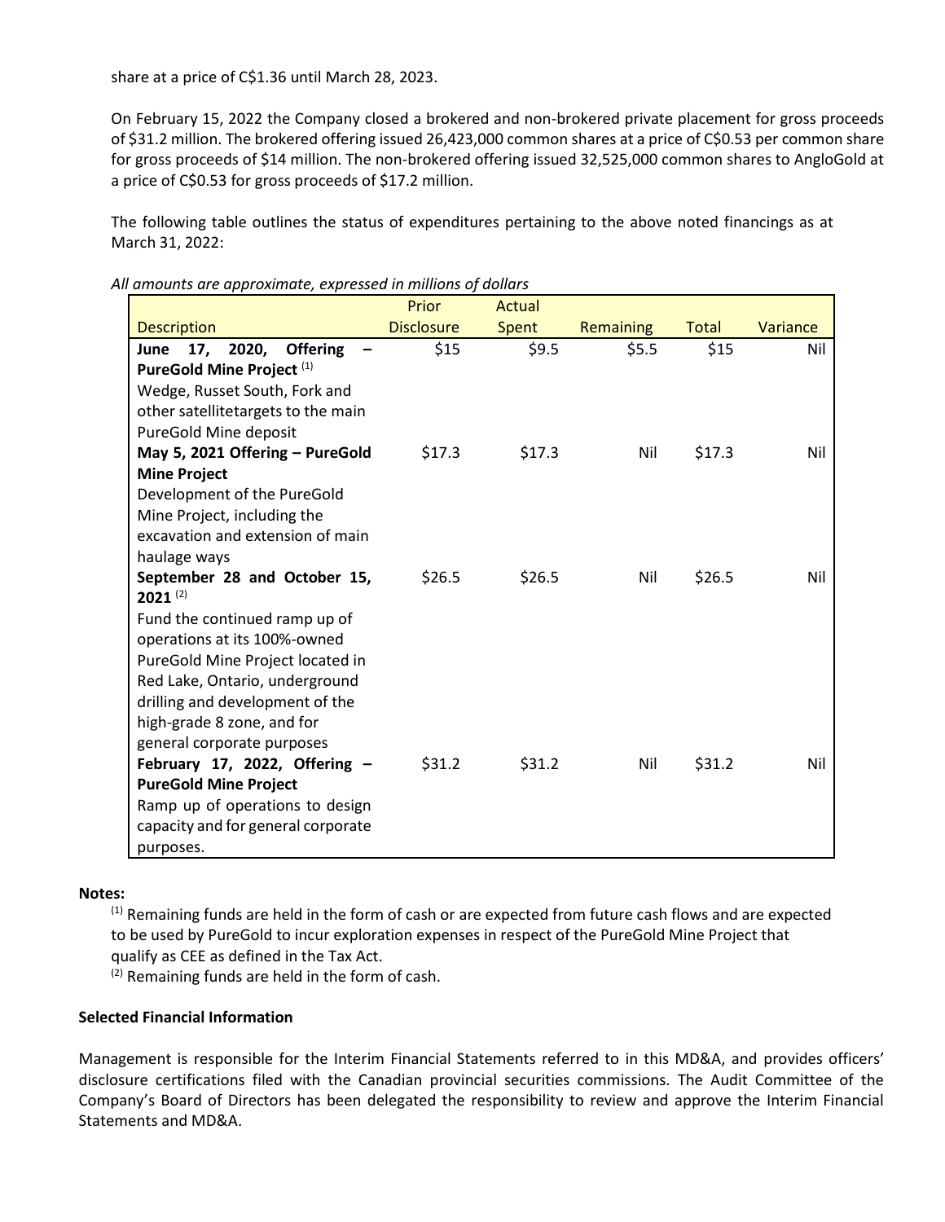share at a price of C$1.36 until March 28, 2023.

On February 15, 2022 the Company closed a brokered and non-brokered private placement for gross proceeds of $31.2 million. The brokered offering issued 26,423,000 common shares at a price of C$0.53 per common share for gross proceeds of $14 million. The non-brokered offering issued 32,525,000 common shares to AngloGold at a price of C$0.53 for gross proceeds of $17.2 million.

The following table outlines the status of expenditures pertaining to the above noted financings as at March 31, 2022:

*All amounts are approximate, expressed in millions of dollars*

| Description | Prior Disclosure | Actual Spent | Remaining | Total | Variance |
|---|---|---|---|---|---|
| **June 17, 2020, Offering – PureGold Mine Project** [1] Wedge, Russet South, Fork and other satellitetargets to the main PureGold Mine deposit | $15 | $9.5 | $5.5 | $15 | Nil |
| **May 5, 2021 Offering – PureGold Mine Project** Development of the PureGold Mine Project, including the excavation and extension of main haulage ways | $17.3 | $17.3 | Nil | $17.3 | Nil |
| **September 28 and October 15, 2021** [2] Fund the continued ramp up of operations at its 100%-owned PureGold Mine Project located in Red Lake, Ontario, underground drilling and development of the high-grade 8 zone, and for general corporate purposes | $26.5 | $26.5 | Nil | $26.5 | Nil |
| **February 17, 2022, Offering – PureGold Mine Project** Ramp up of operations to design capacity and for general corporate purposes. | $31.2 | $31.2 | Nil | $31.2 | Nil |

**Notes:**

[1] Remaining funds are held in the form of cash or are expected from future cash flows and are expected to be used by PureGold to incur exploration expenses in respect of the PureGold Mine Project that qualify as CEE as defined in the Tax Act.

[2] Remaining funds are held in the form of cash.

**Selected Financial Information**

Management is responsible for the Interim Financial Statements referred to in this MD&A, and provides officers' disclosure certifications filed with the Canadian provincial securities commissions. The Audit Committee of the Company's Board of Directors has been delegated the responsibility to review and approve the Interim Financial Statements and MD&A.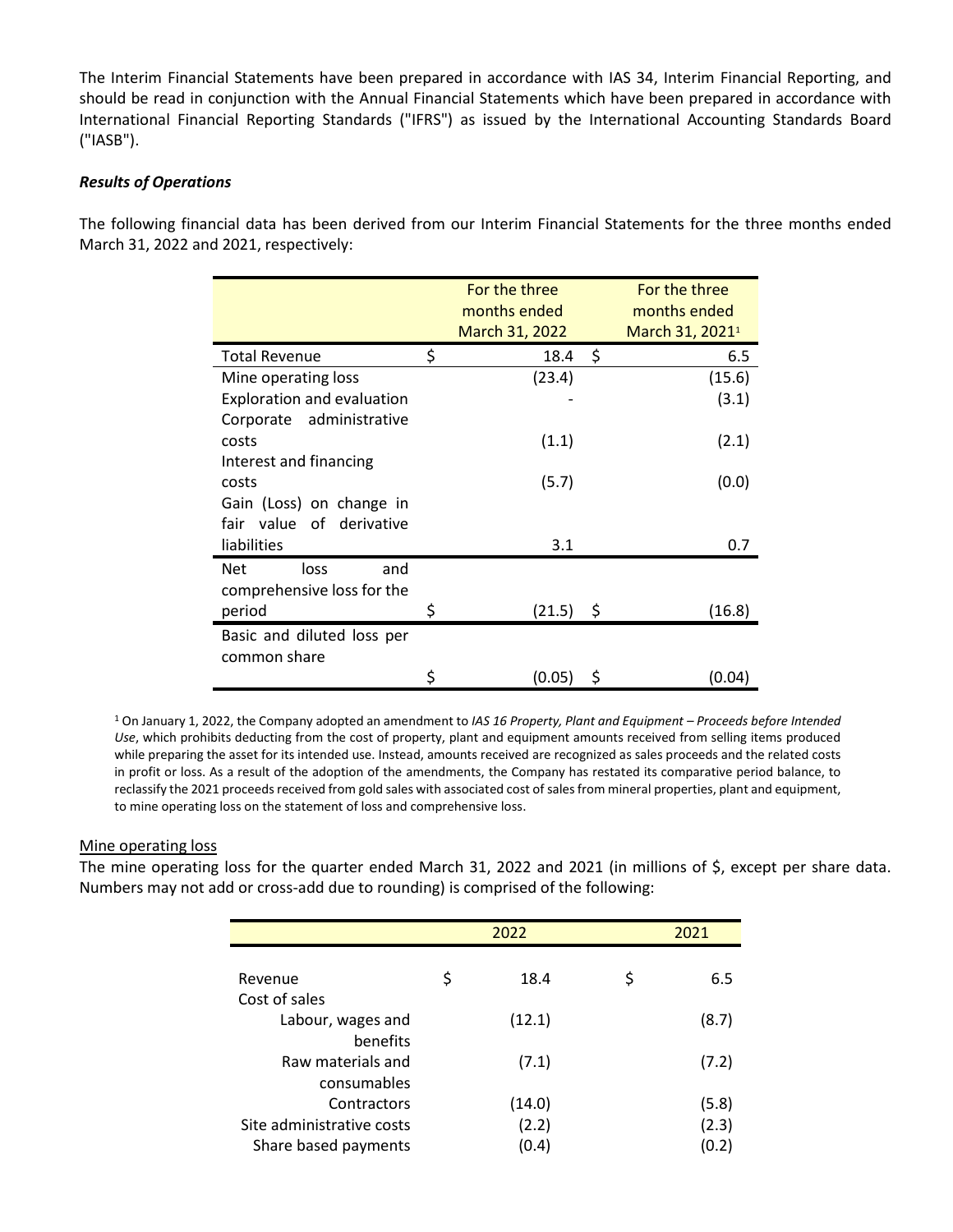The Interim Financial Statements have been prepared in accordance with IAS 34, Interim Financial Reporting, and should be read in conjunction with the Annual Financial Statements which have been prepared in accordance with International Financial Reporting Standards ("IFRS") as issued by the International Accounting Standards Board ("IASB").

***Results of Operations***

The following financial data has been derived from our Interim Financial Statements for the three months ended March 31, 2022 and 2021, respectively:

| | For the three months ended March 31, 2022 | For the three months ended March 31, 2021[1] |
|---|---|---|
| Total Revenue | $ 18.4 | $ 6.5 |
| Mine operating loss | (23.4) | (15.6) |
| Exploration and evaluation | - | (3.1) |
| Corporate administrative costs | (1.1) | (2.1) |
| Interest and financing costs | (5.7) | (0.0) |
| Gain (Loss) on change in fair value of derivative liabilities | 3.1 | 0.7 |
| Net loss and comprehensive loss for the period | $ (21.5) | $ (16.8) |
| Basic and diluted loss per common share | $ (0.05) | $ (0.04) |

[1] On January 1, 2022, the Company adopted an amendment to *IAS 16 Property, Plant and Equipment – Proceeds before Intended Use*, which prohibits deducting from the cost of property, plant and equipment amounts received from selling items produced while preparing the asset for its intended use. Instead, amounts received are recognized as sales proceeds and the related costs in profit or loss. As a result of the adoption of the amendments, the Company has restated its comparative period balance, to reclassify the 2021 proceeds received from gold sales with associated cost of sales from mineral properties, plant and equipment, to mine operating loss on the statement of loss and comprehensive loss.

Mine operating loss

The mine operating loss for the quarter ended March 31, 2022 and 2021 (in millions of $, except per share data. Numbers may not add or cross-add due to rounding) is comprised of the following:

| | 2022 | 2021 |
|---|---|---|
| Revenue | $ 18.4 | $ 6.5 |
| Cost of sales | | |
| Labour, wages and benefits | (12.1) | (8.7) |
| Raw materials and consumables | (7.1) | (7.2) |
| Contractors | (14.0) | (5.8) |
| Site administrative costs | (2.2) | (2.3) |
| Share based payments | (0.4) | (0.2) |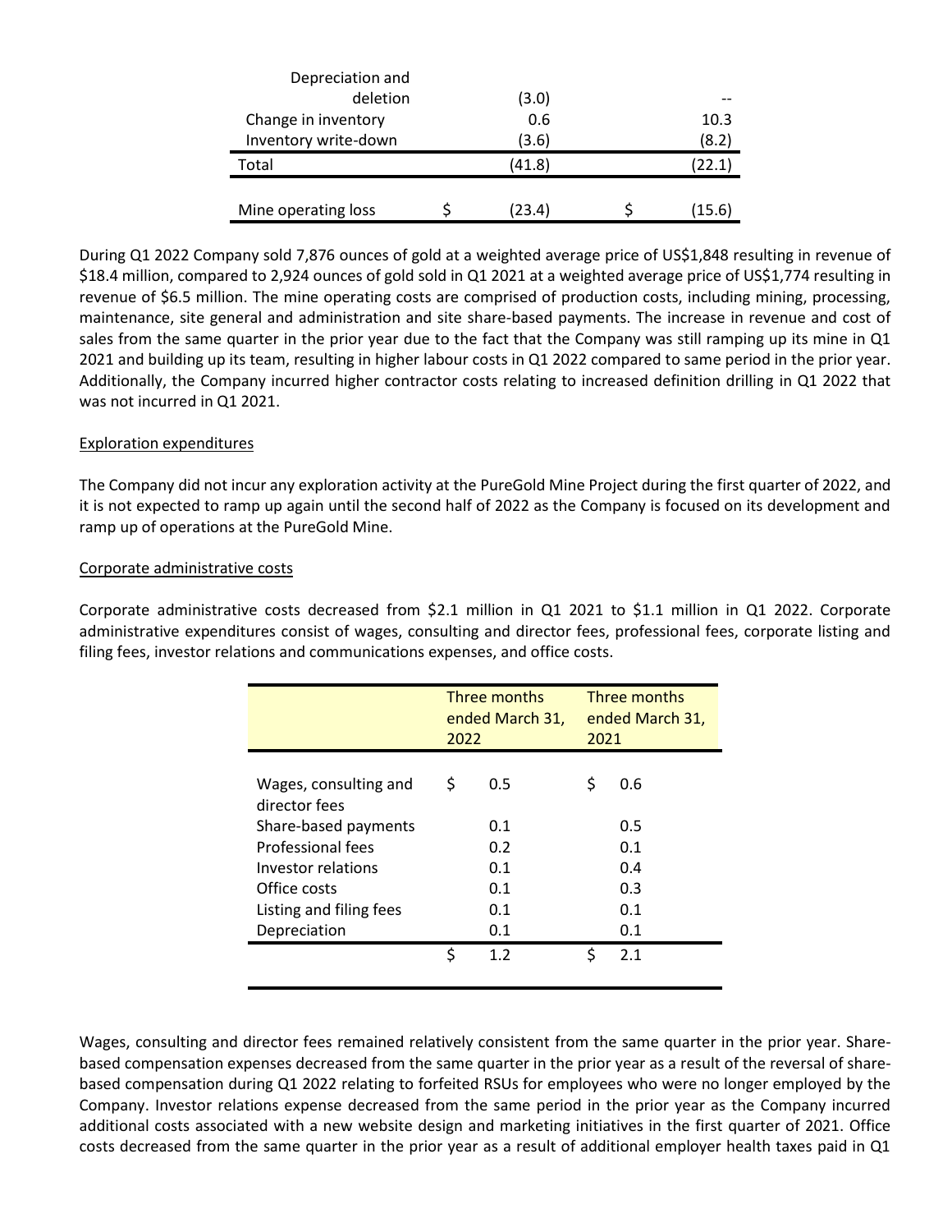| | | |
|---|---|---|
| Depreciation and deletion | (3.0) | -- |
| Change in inventory | 0.6 | 10.3 |
| Inventory write-down | (3.6) | (8.2) |
| Total | (41.8) | (22.1) |
| Mine operating loss | $ (23.4) | $ (15.6) |

During Q1 2022 Company sold 7,876 ounces of gold at a weighted average price of US$1,848 resulting in revenue of $18.4 million, compared to 2,924 ounces of gold sold in Q1 2021 at a weighted average price of US$1,774 resulting in revenue of $6.5 million. The mine operating costs are comprised of production costs, including mining, processing, maintenance, site general and administration and site share-based payments. The increase in revenue and cost of sales from the same quarter in the prior year due to the fact that the Company was still ramping up its mine in Q1 2021 and building up its team, resulting in higher labour costs in Q1 2022 compared to same period in the prior year. Additionally, the Company incurred higher contractor costs relating to increased definition drilling in Q1 2022 that was not incurred in Q1 2021.

Exploration expenditures

The Company did not incur any exploration activity at the PureGold Mine Project during the first quarter of 2022, and it is not expected to ramp up again until the second half of 2022 as the Company is focused on its development and ramp up of operations at the PureGold Mine.

Corporate administrative costs

Corporate administrative costs decreased from $2.1 million in Q1 2021 to $1.1 million in Q1 2022. Corporate administrative expenditures consist of wages, consulting and director fees, professional fees, corporate listing and filing fees, investor relations and communications expenses, and office costs.

| | Three months ended March 31, 2022 | Three months ended March 31, 2021 |
|---|---|---|
| Wages, consulting and director fees | $ 0.5 | $ 0.6 |
| Share-based payments | 0.1 | 0.5 |
| Professional fees | 0.2 | 0.1 |
| Investor relations | 0.1 | 0.4 |
| Office costs | 0.1 | 0.3 |
| Listing and filing fees | 0.1 | 0.1 |
| Depreciation | 0.1 | 0.1 |
| | $ 1.2 | $ 2.1 |

Wages, consulting and director fees remained relatively consistent from the same quarter in the prior year. Share-based compensation expenses decreased from the same quarter in the prior year as a result of the reversal of share-based compensation during Q1 2022 relating to forfeited RSUs for employees who were no longer employed by the Company. Investor relations expense decreased from the same period in the prior year as the Company incurred additional costs associated with a new website design and marketing initiatives in the first quarter of 2021. Office costs decreased from the same quarter in the prior year as a result of additional employer health taxes paid in Q1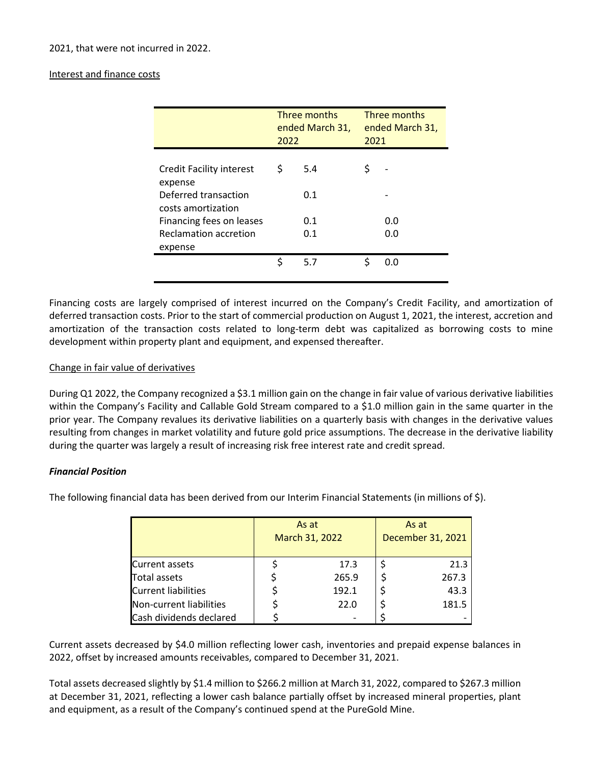2021, that were not incurred in 2022.

Interest and finance costs

| | Three months ended March 31, 2022 | Three months ended March 31, 2021 |
|---|---|---|
| Credit Facility interest expense | $ 5.4 | $ - |
| Deferred transaction costs amortization | 0.1 | - |
| Financing fees on leases | 0.1 | 0.0 |
| Reclamation accretion expense | 0.1 | 0.0 |
| | $ 5.7 | $ 0.0 |

Financing costs are largely comprised of interest incurred on the Company's Credit Facility, and amortization of deferred transaction costs. Prior to the start of commercial production on August 1, 2021, the interest, accretion and amortization of the transaction costs related to long-term debt was capitalized as borrowing costs to mine development within property plant and equipment, and expensed thereafter.

Change in fair value of derivatives

During Q1 2022, the Company recognized a $3.1 million gain on the change in fair value of various derivative liabilities within the Company's Facility and Callable Gold Stream compared to a $1.0 million gain in the same quarter in the prior year. The Company revalues its derivative liabilities on a quarterly basis with changes in the derivative values resulting from changes in market volatility and future gold price assumptions. The decrease in the derivative liability during the quarter was largely a result of increasing risk free interest rate and credit spread.

***Financial Position***

The following financial data has been derived from our Interim Financial Statements (in millions of $).

| | As at March 31, 2022 | As at December 31, 2021 |
|---|---|---|
| Current assets | $ 17.3 | $ 21.3 |
| Total assets | $ 265.9 | $ 267.3 |
| Current liabilities | $ 192.1 | $ 43.3 |
| Non-current liabilities | $ 22.0 | $ 181.5 |
| Cash dividends declared | $ - | $ - |

Current assets decreased by $4.0 million reflecting lower cash, inventories and prepaid expense balances in 2022, offset by increased amounts receivables, compared to December 31, 2021.

Total assets decreased slightly by $1.4 million to $266.2 million at March 31, 2022, compared to $267.3 million at December 31, 2021, reflecting a lower cash balance partially offset by increased mineral properties, plant and equipment, as a result of the Company's continued spend at the PureGold Mine.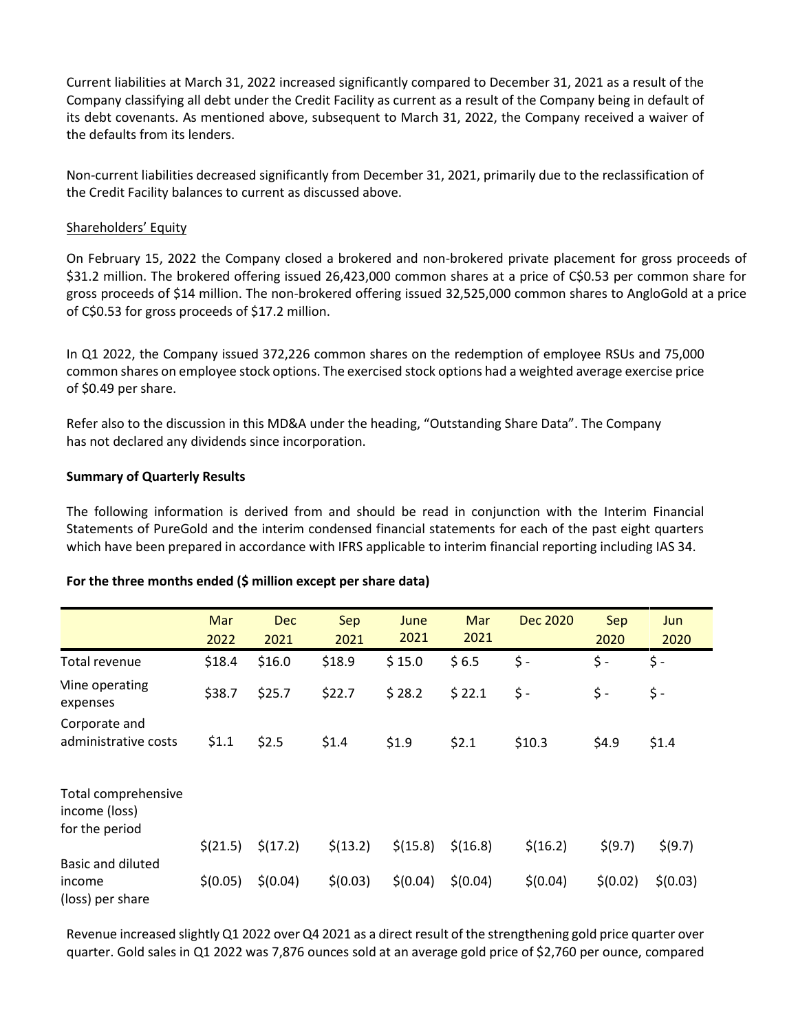Current liabilities at March 31, 2022 increased significantly compared to December 31, 2021 as a result of the Company classifying all debt under the Credit Facility as current as a result of the Company being in default of its debt covenants. As mentioned above, subsequent to March 31, 2022, the Company received a waiver of the defaults from its lenders.

Non-current liabilities decreased significantly from December 31, 2021, primarily due to the reclassification of the Credit Facility balances to current as discussed above.

Shareholders' Equity

On February 15, 2022 the Company closed a brokered and non-brokered private placement for gross proceeds of $31.2 million. The brokered offering issued 26,423,000 common shares at a price of C$0.53 per common share for gross proceeds of $14 million. The non-brokered offering issued 32,525,000 common shares to AngloGold at a price of C$0.53 for gross proceeds of $17.2 million.

In Q1 2022, the Company issued 372,226 common shares on the redemption of employee RSUs and 75,000 common shares on employee stock options. The exercised stock options had a weighted average exercise price of $0.49 per share.

Refer also to the discussion in this MD&A under the heading, "Outstanding Share Data". The Company has not declared any dividends since incorporation.

**Summary of Quarterly Results**

The following information is derived from and should be read in conjunction with the Interim Financial Statements of PureGold and the interim condensed financial statements for each of the past eight quarters which have been prepared in accordance with IFRS applicable to interim financial reporting including IAS 34.

**For the three months ended ($ million except per share data)**

| | Mar 2022 | Dec 2021 | Sep 2021 | June 2021 | Mar 2021 | Dec 2020 | Sep 2020 | Jun 2020 |
|---|---|---|---|---|---|---|---|---|
| Total revenue | $18.4 | $16.0 | $18.9 | $ 15.0 | $ 6.5 | $ - | $ - | $ - |
| Mine operating expenses | $38.7 | $25.7 | $22.7 | $ 28.2 | $ 22.1 | $ - | $ - | $ - |
| Corporate and administrative costs | $1.1 | $2.5 | $1.4 | $1.9 | $2.1 | $10.3 | $4.9 | $1.4 |
| Total comprehensive income (loss) for the period | $(21.5) | $(17.2) | $(13.2) | $(15.8) | $(16.8) | $(16.2) | $(9.7) | $(9.7) |
| Basic and diluted income (loss) per share | $(0.05) | $(0.04) | $(0.03) | $(0.04) | $(0.04) | $(0.04) | $(0.02) | $(0.03) |

Revenue increased slightly Q1 2022 over Q4 2021 as a direct result of the strengthening gold price quarter over quarter. Gold sales in Q1 2022 was 7,876 ounces sold at an average gold price of $2,760 per ounce, compared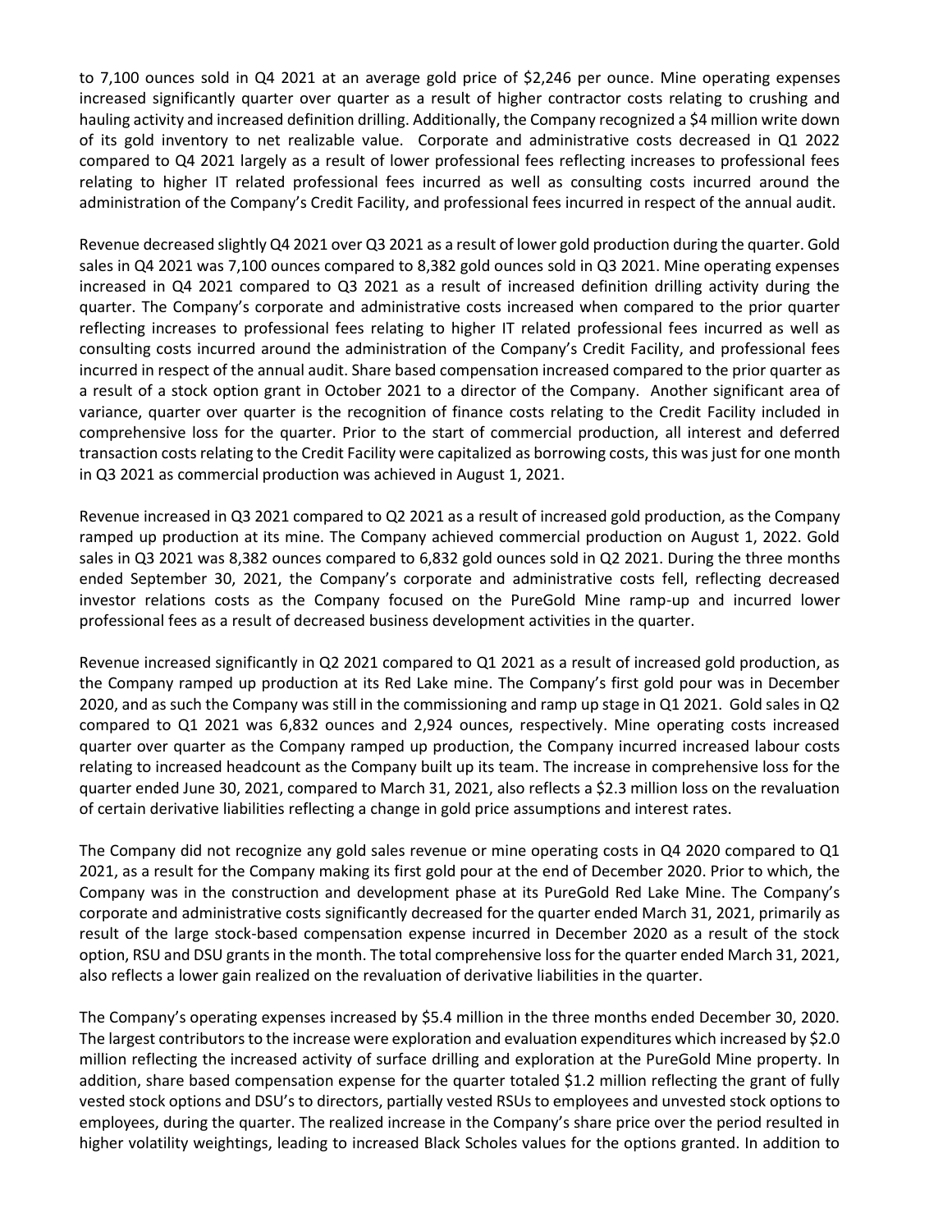to 7,100 ounces sold in Q4 2021 at an average gold price of $2,246 per ounce. Mine operating expenses increased significantly quarter over quarter as a result of higher contractor costs relating to crushing and hauling activity and increased definition drilling. Additionally, the Company recognized a $4 million write down of its gold inventory to net realizable value. Corporate and administrative costs decreased in Q1 2022 compared to Q4 2021 largely as a result of lower professional fees reflecting increases to professional fees relating to higher IT related professional fees incurred as well as consulting costs incurred around the administration of the Company's Credit Facility, and professional fees incurred in respect of the annual audit.

Revenue decreased slightly Q4 2021 over Q3 2021 as a result of lower gold production during the quarter. Gold sales in Q4 2021 was 7,100 ounces compared to 8,382 gold ounces sold in Q3 2021. Mine operating expenses increased in Q4 2021 compared to Q3 2021 as a result of increased definition drilling activity during the quarter. The Company's corporate and administrative costs increased when compared to the prior quarter reflecting increases to professional fees relating to higher IT related professional fees incurred as well as consulting costs incurred around the administration of the Company's Credit Facility, and professional fees incurred in respect of the annual audit. Share based compensation increased compared to the prior quarter as a result of a stock option grant in October 2021 to a director of the Company. Another significant area of variance, quarter over quarter is the recognition of finance costs relating to the Credit Facility included in comprehensive loss for the quarter. Prior to the start of commercial production, all interest and deferred transaction costs relating to the Credit Facility were capitalized as borrowing costs, this was just for one month in Q3 2021 as commercial production was achieved in August 1, 2021.

Revenue increased in Q3 2021 compared to Q2 2021 as a result of increased gold production, as the Company ramped up production at its mine. The Company achieved commercial production on August 1, 2022. Gold sales in Q3 2021 was 8,382 ounces compared to 6,832 gold ounces sold in Q2 2021. During the three months ended September 30, 2021, the Company's corporate and administrative costs fell, reflecting decreased investor relations costs as the Company focused on the PureGold Mine ramp-up and incurred lower professional fees as a result of decreased business development activities in the quarter.

Revenue increased significantly in Q2 2021 compared to Q1 2021 as a result of increased gold production, as the Company ramped up production at its Red Lake mine. The Company's first gold pour was in December 2020, and as such the Company was still in the commissioning and ramp up stage in Q1 2021. Gold sales in Q2 compared to Q1 2021 was 6,832 ounces and 2,924 ounces, respectively. Mine operating costs increased quarter over quarter as the Company ramped up production, the Company incurred increased labour costs relating to increased headcount as the Company built up its team. The increase in comprehensive loss for the quarter ended June 30, 2021, compared to March 31, 2021, also reflects a $2.3 million loss on the revaluation of certain derivative liabilities reflecting a change in gold price assumptions and interest rates.

The Company did not recognize any gold sales revenue or mine operating costs in Q4 2020 compared to Q1 2021, as a result for the Company making its first gold pour at the end of December 2020. Prior to which, the Company was in the construction and development phase at its PureGold Red Lake Mine. The Company's corporate and administrative costs significantly decreased for the quarter ended March 31, 2021, primarily as result of the large stock-based compensation expense incurred in December 2020 as a result of the stock option, RSU and DSU grants in the month. The total comprehensive loss for the quarter ended March 31, 2021, also reflects a lower gain realized on the revaluation of derivative liabilities in the quarter.

The Company's operating expenses increased by $5.4 million in the three months ended December 30, 2020. The largest contributors to the increase were exploration and evaluation expenditures which increased by $2.0 million reflecting the increased activity of surface drilling and exploration at the PureGold Mine property. In addition, share based compensation expense for the quarter totaled $1.2 million reflecting the grant of fully vested stock options and DSU's to directors, partially vested RSUs to employees and unvested stock options to employees, during the quarter. The realized increase in the Company's share price over the period resulted in higher volatility weightings, leading to increased Black Scholes values for the options granted. In addition to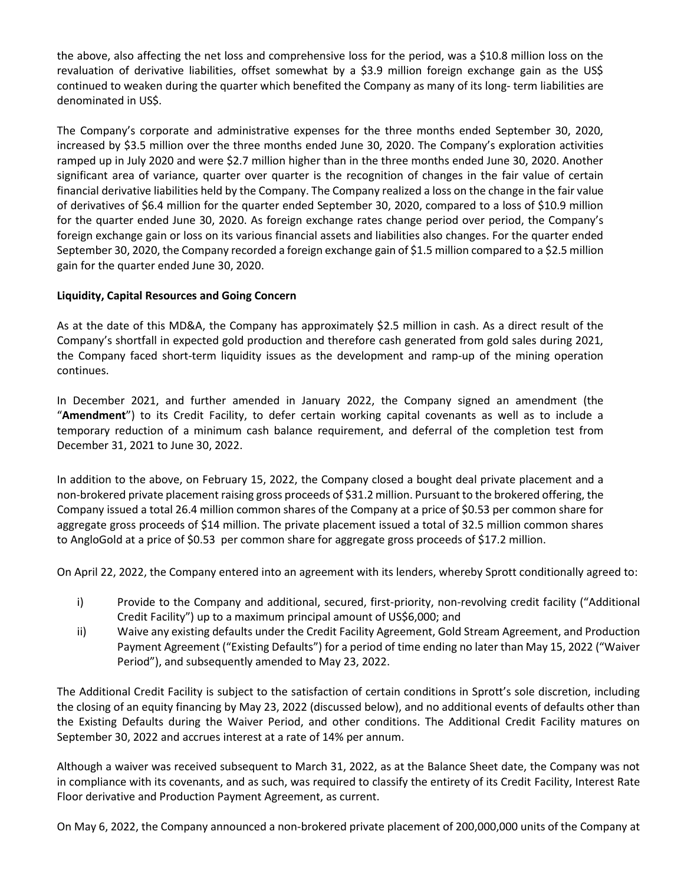the above, also affecting the net loss and comprehensive loss for the period, was a $10.8 million loss on the revaluation of derivative liabilities, offset somewhat by a $3.9 million foreign exchange gain as the US$ continued to weaken during the quarter which benefited the Company as many of its long- term liabilities are denominated in US$.

The Company's corporate and administrative expenses for the three months ended September 30, 2020, increased by $3.5 million over the three months ended June 30, 2020. The Company's exploration activities ramped up in July 2020 and were $2.7 million higher than in the three months ended June 30, 2020. Another significant area of variance, quarter over quarter is the recognition of changes in the fair value of certain financial derivative liabilities held by the Company. The Company realized a loss on the change in the fair value of derivatives of $6.4 million for the quarter ended September 30, 2020, compared to a loss of $10.9 million for the quarter ended June 30, 2020. As foreign exchange rates change period over period, the Company's foreign exchange gain or loss on its various financial assets and liabilities also changes. For the quarter ended September 30, 2020, the Company recorded a foreign exchange gain of $1.5 million compared to a $2.5 million gain for the quarter ended June 30, 2020.

**Liquidity, Capital Resources and Going Concern**

As at the date of this MD&A, the Company has approximately $2.5 million in cash. As a direct result of the Company's shortfall in expected gold production and therefore cash generated from gold sales during 2021, the Company faced short-term liquidity issues as the development and ramp-up of the mining operation continues.

In December 2021, and further amended in January 2022, the Company signed an amendment (the "**Amendment**") to its Credit Facility, to defer certain working capital covenants as well as to include a temporary reduction of a minimum cash balance requirement, and deferral of the completion test from December 31, 2021 to June 30, 2022.

In addition to the above, on February 15, 2022, the Company closed a bought deal private placement and a non-brokered private placement raising gross proceeds of $31.2 million. Pursuant to the brokered offering, the Company issued a total 26.4 million common shares of the Company at a price of $0.53 per common share for aggregate gross proceeds of $14 million. The private placement issued a total of 32.5 million common shares to AngloGold at a price of $0.53 per common share for aggregate gross proceeds of $17.2 million.

On April 22, 2022, the Company entered into an agreement with its lenders, whereby Sprott conditionally agreed to:

i) Provide to the Company and additional, secured, first-priority, non-revolving credit facility ("Additional Credit Facility") up to a maximum principal amount of US$6,000; and
ii) Waive any existing defaults under the Credit Facility Agreement, Gold Stream Agreement, and Production Payment Agreement ("Existing Defaults") for a period of time ending no later than May 15, 2022 ("Waiver Period"), and subsequently amended to May 23, 2022.

The Additional Credit Facility is subject to the satisfaction of certain conditions in Sprott's sole discretion, including the closing of an equity financing by May 23, 2022 (discussed below), and no additional events of defaults other than the Existing Defaults during the Waiver Period, and other conditions. The Additional Credit Facility matures on September 30, 2022 and accrues interest at a rate of 14% per annum.

Although a waiver was received subsequent to March 31, 2022, as at the Balance Sheet date, the Company was not in compliance with its covenants, and as such, was required to classify the entirety of its Credit Facility, Interest Rate Floor derivative and Production Payment Agreement, as current.

On May 6, 2022, the Company announced a non-brokered private placement of 200,000,000 units of the Company at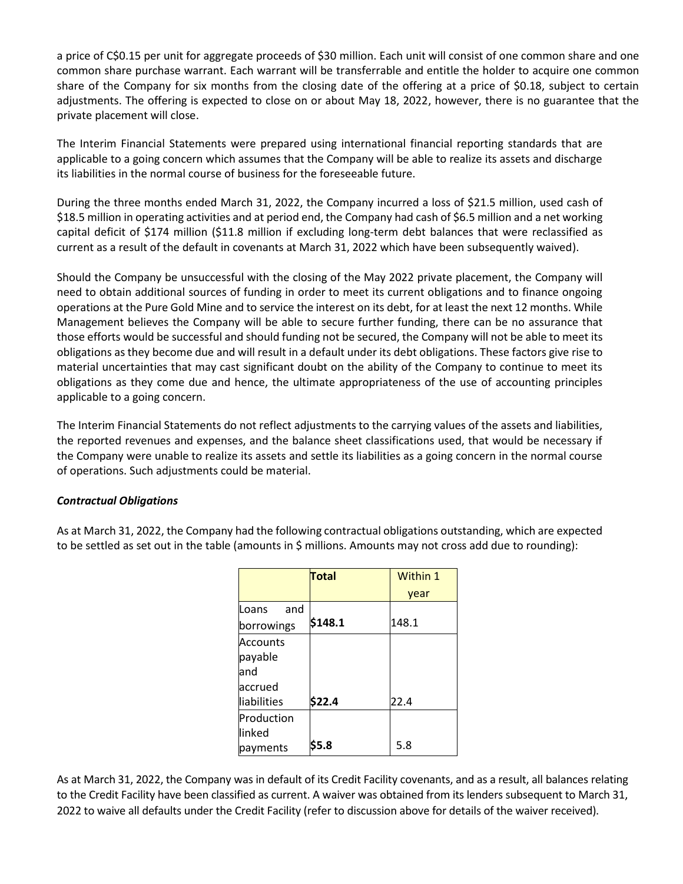a price of C$0.15 per unit for aggregate proceeds of $30 million. Each unit will consist of one common share and one common share purchase warrant. Each warrant will be transferrable and entitle the holder to acquire one common share of the Company for six months from the closing date of the offering at a price of $0.18, subject to certain adjustments. The offering is expected to close on or about May 18, 2022, however, there is no guarantee that the private placement will close.

The Interim Financial Statements were prepared using international financial reporting standards that are applicable to a going concern which assumes that the Company will be able to realize its assets and discharge its liabilities in the normal course of business for the foreseeable future.

During the three months ended March 31, 2022, the Company incurred a loss of $21.5 million, used cash of $18.5 million in operating activities and at period end, the Company had cash of $6.5 million and a net working capital deficit of $174 million ($11.8 million if excluding long-term debt balances that were reclassified as current as a result of the default in covenants at March 31, 2022 which have been subsequently waived).

Should the Company be unsuccessful with the closing of the May 2022 private placement, the Company will need to obtain additional sources of funding in order to meet its current obligations and to finance ongoing operations at the Pure Gold Mine and to service the interest on its debt, for at least the next 12 months. While Management believes the Company will be able to secure further funding, there can be no assurance that those efforts would be successful and should funding not be secured, the Company will not be able to meet its obligations as they become due and will result in a default under its debt obligations. These factors give rise to material uncertainties that may cast significant doubt on the ability of the Company to continue to meet its obligations as they come due and hence, the ultimate appropriateness of the use of accounting principles applicable to a going concern.

The Interim Financial Statements do not reflect adjustments to the carrying values of the assets and liabilities, the reported revenues and expenses, and the balance sheet classifications used, that would be necessary if the Company were unable to realize its assets and settle its liabilities as a going concern in the normal course of operations. Such adjustments could be material.

***Contractual Obligations***

As at March 31, 2022, the Company had the following contractual obligations outstanding, which are expected to be settled as set out in the table (amounts in $ millions. Amounts may not cross add due to rounding):

| | **Total** | Within 1 year |
|---|---|---|
| Loans and borrowings | **$148.1** | 148.1 |
| Accounts payable and accrued liabilities | **$22.4** | 22.4 |
| Production linked payments | **$5.8** | 5.8 |

As at March 31, 2022, the Company was in default of its Credit Facility covenants, and as a result, all balances relating to the Credit Facility have been classified as current. A waiver was obtained from its lenders subsequent to March 31, 2022 to waive all defaults under the Credit Facility (refer to discussion above for details of the waiver received).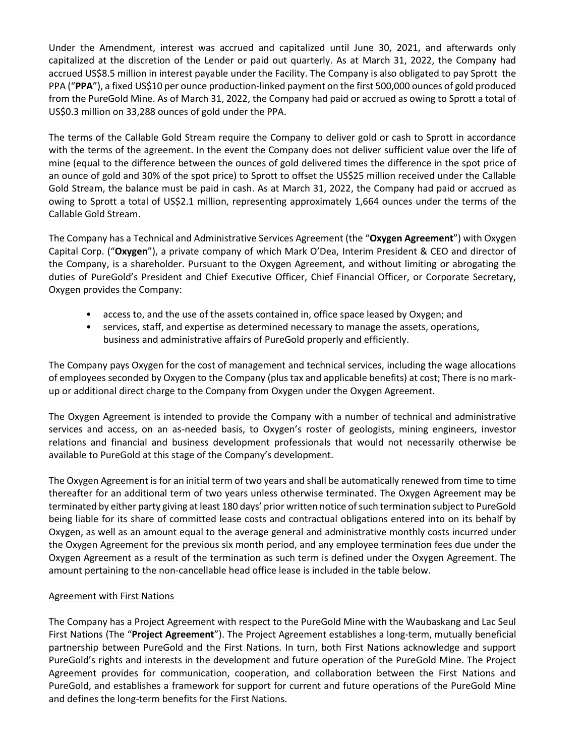Under the Amendment, interest was accrued and capitalized until June 30, 2021, and afterwards only capitalized at the discretion of the Lender or paid out quarterly. As at March 31, 2022, the Company had accrued US$8.5 million in interest payable under the Facility. The Company is also obligated to pay Sprott the PPA ("**PPA**"), a fixed US$10 per ounce production-linked payment on the first 500,000 ounces of gold produced from the PureGold Mine. As of March 31, 2022, the Company had paid or accrued as owing to Sprott a total of US$0.3 million on 33,288 ounces of gold under the PPA.

The terms of the Callable Gold Stream require the Company to deliver gold or cash to Sprott in accordance with the terms of the agreement. In the event the Company does not deliver sufficient value over the life of mine (equal to the difference between the ounces of gold delivered times the difference in the spot price of an ounce of gold and 30% of the spot price) to Sprott to offset the US$25 million received under the Callable Gold Stream, the balance must be paid in cash. As at March 31, 2022, the Company had paid or accrued as owing to Sprott a total of US$2.1 million, representing approximately 1,664 ounces under the terms of the Callable Gold Stream.

The Company has a Technical and Administrative Services Agreement (the "**Oxygen Agreement**") with Oxygen Capital Corp. ("**Oxygen**"), a private company of which Mark O'Dea, Interim President & CEO and director of the Company, is a shareholder. Pursuant to the Oxygen Agreement, and without limiting or abrogating the duties of PureGold's President and Chief Executive Officer, Chief Financial Officer, or Corporate Secretary, Oxygen provides the Company:

- access to, and the use of the assets contained in, office space leased by Oxygen; and
- services, staff, and expertise as determined necessary to manage the assets, operations, business and administrative affairs of PureGold properly and efficiently.

The Company pays Oxygen for the cost of management and technical services, including the wage allocations of employees seconded by Oxygen to the Company (plus tax and applicable benefits) at cost; There is no mark-up or additional direct charge to the Company from Oxygen under the Oxygen Agreement.

The Oxygen Agreement is intended to provide the Company with a number of technical and administrative services and access, on an as-needed basis, to Oxygen's roster of geologists, mining engineers, investor relations and financial and business development professionals that would not necessarily otherwise be available to PureGold at this stage of the Company's development.

The Oxygen Agreement is for an initial term of two years and shall be automatically renewed from time to time thereafter for an additional term of two years unless otherwise terminated. The Oxygen Agreement may be terminated by either party giving at least 180 days' prior written notice of such termination subject to PureGold being liable for its share of committed lease costs and contractual obligations entered into on its behalf by Oxygen, as well as an amount equal to the average general and administrative monthly costs incurred under the Oxygen Agreement for the previous six month period, and any employee termination fees due under the Oxygen Agreement as a result of the termination as such term is defined under the Oxygen Agreement. The amount pertaining to the non-cancellable head office lease is included in the table below.

<u>Agreement with First Nations</u>

The Company has a Project Agreement with respect to the PureGold Mine with the Waubaskang and Lac Seul First Nations (The "**Project Agreement**"). The Project Agreement establishes a long-term, mutually beneficial partnership between PureGold and the First Nations. In turn, both First Nations acknowledge and support PureGold's rights and interests in the development and future operation of the PureGold Mine. The Project Agreement provides for communication, cooperation, and collaboration between the First Nations and PureGold, and establishes a framework for support for current and future operations of the PureGold Mine and defines the long-term benefits for the First Nations.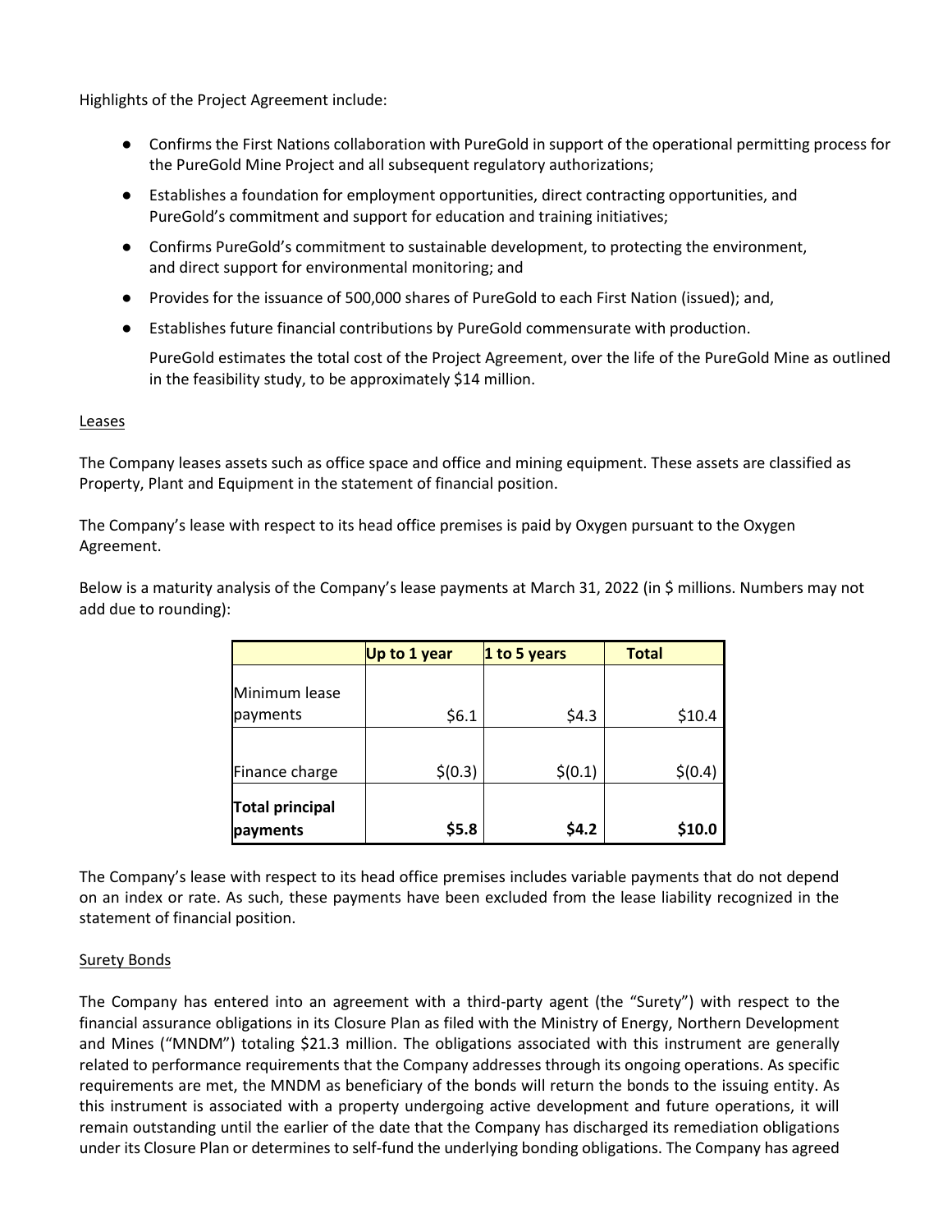Highlights of the Project Agreement include:

- Confirms the First Nations collaboration with PureGold in support of the operational permitting process for the PureGold Mine Project and all subsequent regulatory authorizations;
- Establishes a foundation for employment opportunities, direct contracting opportunities, and PureGold's commitment and support for education and training initiatives;
- Confirms PureGold's commitment to sustainable development, to protecting the environment, and direct support for environmental monitoring; and
- Provides for the issuance of 500,000 shares of PureGold to each First Nation (issued); and,
- Establishes future financial contributions by PureGold commensurate with production.

  PureGold estimates the total cost of the Project Agreement, over the life of the PureGold Mine as outlined in the feasibility study, to be approximately $14 million.

Leases

The Company leases assets such as office space and office and mining equipment. These assets are classified as Property, Plant and Equipment in the statement of financial position.

The Company's lease with respect to its head office premises is paid by Oxygen pursuant to the Oxygen Agreement.

Below is a maturity analysis of the Company's lease payments at March 31, 2022 (in $ millions. Numbers may not add due to rounding):

| | Up to 1 year | 1 to 5 years | Total |
|---|---|---|---|
| Minimum lease payments | $6.1 | $4.3 | $10.4 |
| Finance charge | $(0.3) | $(0.1) | $(0.4) |
| **Total principal payments** | **$5.8** | **$4.2** | **$10.0** |

The Company's lease with respect to its head office premises includes variable payments that do not depend on an index or rate. As such, these payments have been excluded from the lease liability recognized in the statement of financial position.

Surety Bonds

The Company has entered into an agreement with a third-party agent (the "Surety") with respect to the financial assurance obligations in its Closure Plan as filed with the Ministry of Energy, Northern Development and Mines ("MNDM") totaling $21.3 million. The obligations associated with this instrument are generally related to performance requirements that the Company addresses through its ongoing operations. As specific requirements are met, the MNDM as beneficiary of the bonds will return the bonds to the issuing entity. As this instrument is associated with a property undergoing active development and future operations, it will remain outstanding until the earlier of the date that the Company has discharged its remediation obligations under its Closure Plan or determines to self-fund the underlying bonding obligations. The Company has agreed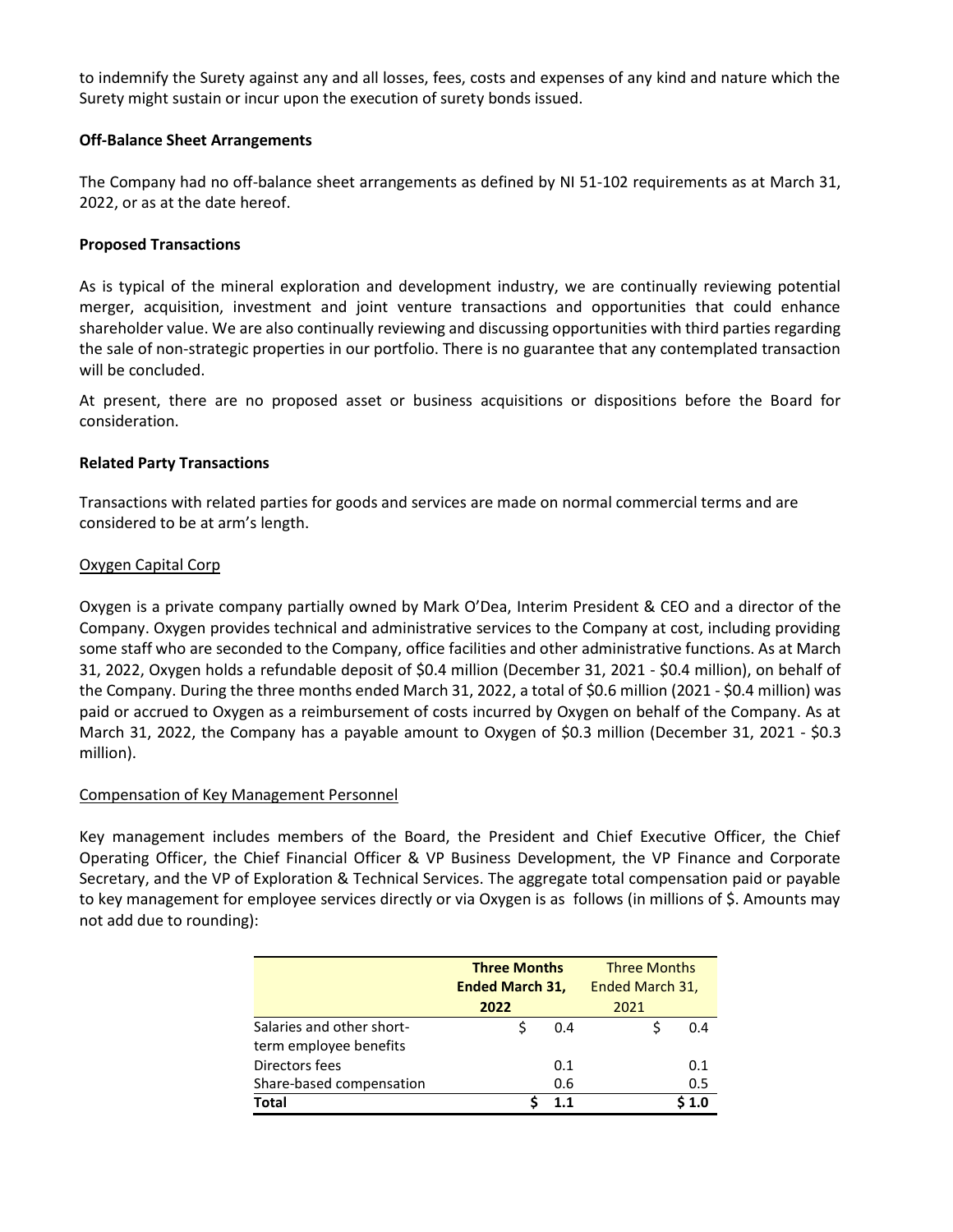to indemnify the Surety against any and all losses, fees, costs and expenses of any kind and nature which the Surety might sustain or incur upon the execution of surety bonds issued.

**Off-Balance Sheet Arrangements**

The Company had no off-balance sheet arrangements as defined by NI 51-102 requirements as at March 31, 2022, or as at the date hereof.

**Proposed Transactions**

As is typical of the mineral exploration and development industry, we are continually reviewing potential merger, acquisition, investment and joint venture transactions and opportunities that could enhance shareholder value. We are also continually reviewing and discussing opportunities with third parties regarding the sale of non-strategic properties in our portfolio. There is no guarantee that any contemplated transaction will be concluded.

At present, there are no proposed asset or business acquisitions or dispositions before the Board for consideration.

**Related Party Transactions**

Transactions with related parties for goods and services are made on normal commercial terms and are considered to be at arm's length.

Oxygen Capital Corp

Oxygen is a private company partially owned by Mark O'Dea, Interim President & CEO and a director of the Company. Oxygen provides technical and administrative services to the Company at cost, including providing some staff who are seconded to the Company, office facilities and other administrative functions. As at March 31, 2022, Oxygen holds a refundable deposit of $0.4 million (December 31, 2021 - $0.4 million), on behalf of the Company. During the three months ended March 31, 2022, a total of $0.6 million (2021 - $0.4 million) was paid or accrued to Oxygen as a reimbursement of costs incurred by Oxygen on behalf of the Company. As at March 31, 2022, the Company has a payable amount to Oxygen of $0.3 million (December 31, 2021 - $0.3 million).

Compensation of Key Management Personnel

Key management includes members of the Board, the President and Chief Executive Officer, the Chief Operating Officer, the Chief Financial Officer & VP Business Development, the VP Finance and Corporate Secretary, and the VP of Exploration & Technical Services. The aggregate total compensation paid or payable to key management for employee services directly or via Oxygen is as follows (in millions of $. Amounts may not add due to rounding):

| | **Three Months Ended March 31, 2022** | Three Months Ended March 31, 2021 |
|---|---|---|
| Salaries and other short-term employee benefits | $ 0.4 | $ 0.4 |
| Directors fees | 0.1 | 0.1 |
| Share-based compensation | 0.6 | 0.5 |
| **Total** | **$ 1.1** | **$ 1.0** |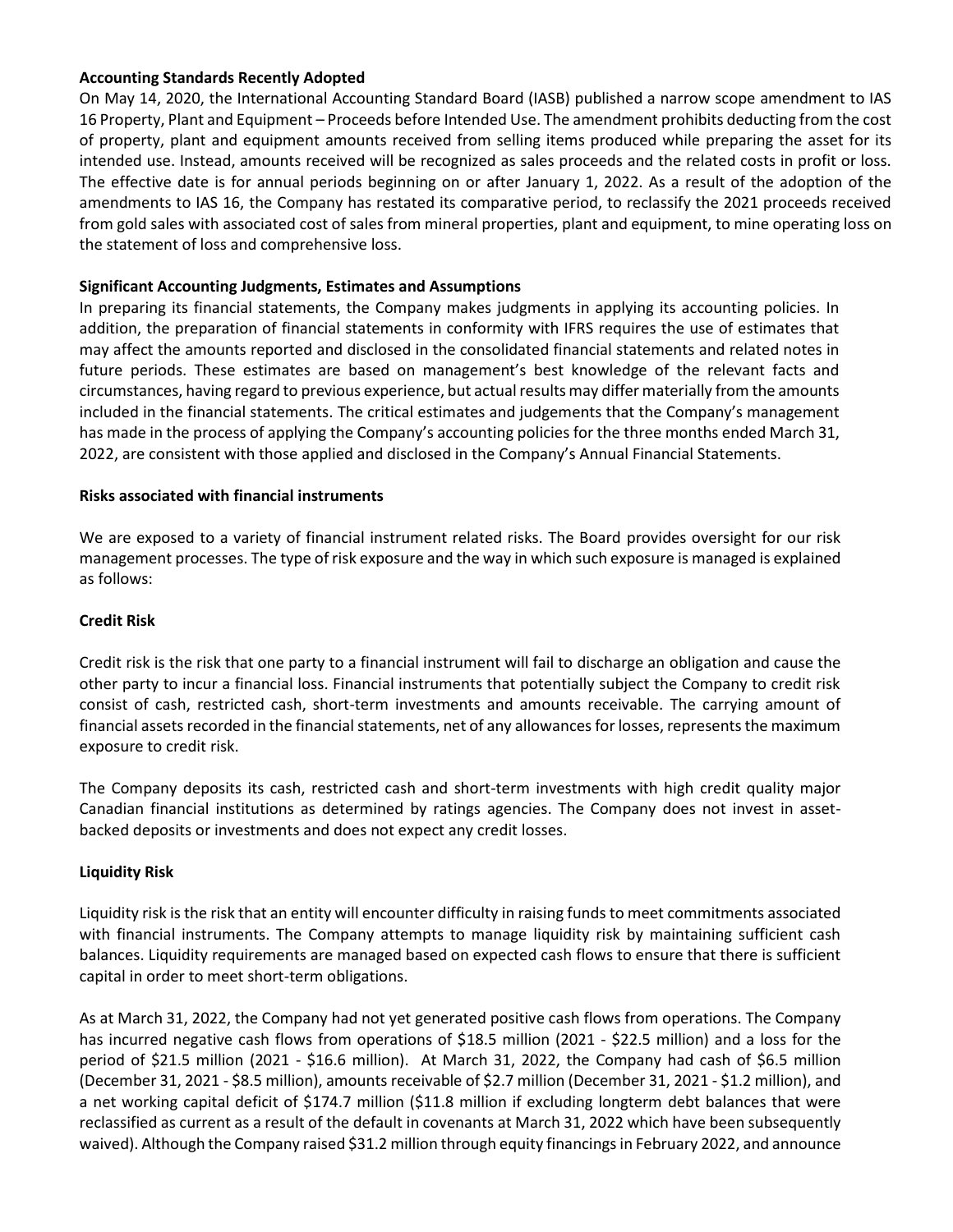**Accounting Standards Recently Adopted**

On May 14, 2020, the International Accounting Standard Board (IASB) published a narrow scope amendment to IAS 16 Property, Plant and Equipment – Proceeds before Intended Use. The amendment prohibits deducting from the cost of property, plant and equipment amounts received from selling items produced while preparing the asset for its intended use. Instead, amounts received will be recognized as sales proceeds and the related costs in profit or loss. The effective date is for annual periods beginning on or after January 1, 2022. As a result of the adoption of the amendments to IAS 16, the Company has restated its comparative period, to reclassify the 2021 proceeds received from gold sales with associated cost of sales from mineral properties, plant and equipment, to mine operating loss on the statement of loss and comprehensive loss.

**Significant Accounting Judgments, Estimates and Assumptions**

In preparing its financial statements, the Company makes judgments in applying its accounting policies. In addition, the preparation of financial statements in conformity with IFRS requires the use of estimates that may affect the amounts reported and disclosed in the consolidated financial statements and related notes in future periods. These estimates are based on management's best knowledge of the relevant facts and circumstances, having regard to previous experience, but actual results may differ materially from the amounts included in the financial statements. The critical estimates and judgements that the Company's management has made in the process of applying the Company's accounting policies for the three months ended March 31, 2022, are consistent with those applied and disclosed in the Company's Annual Financial Statements.

**Risks associated with financial instruments**

We are exposed to a variety of financial instrument related risks. The Board provides oversight for our risk management processes. The type of risk exposure and the way in which such exposure is managed is explained as follows:

**Credit Risk**

Credit risk is the risk that one party to a financial instrument will fail to discharge an obligation and cause the other party to incur a financial loss. Financial instruments that potentially subject the Company to credit risk consist of cash, restricted cash, short-term investments and amounts receivable. The carrying amount of financial assets recorded in the financial statements, net of any allowances for losses, represents the maximum exposure to credit risk.

The Company deposits its cash, restricted cash and short-term investments with high credit quality major Canadian financial institutions as determined by ratings agencies. The Company does not invest in asset-backed deposits or investments and does not expect any credit losses.

**Liquidity Risk**

Liquidity risk is the risk that an entity will encounter difficulty in raising funds to meet commitments associated with financial instruments. The Company attempts to manage liquidity risk by maintaining sufficient cash balances. Liquidity requirements are managed based on expected cash flows to ensure that there is sufficient capital in order to meet short-term obligations.

As at March 31, 2022, the Company had not yet generated positive cash flows from operations. The Company has incurred negative cash flows from operations of $18.5 million (2021 - $22.5 million) and a loss for the period of $21.5 million (2021 - $16.6 million). At March 31, 2022, the Company had cash of $6.5 million (December 31, 2021 - $8.5 million), amounts receivable of $2.7 million (December 31, 2021 - $1.2 million), and a net working capital deficit of $174.7 million ($11.8 million if excluding longterm debt balances that were reclassified as current as a result of the default in covenants at March 31, 2022 which have been subsequently waived). Although the Company raised $31.2 million through equity financings in February 2022, and announce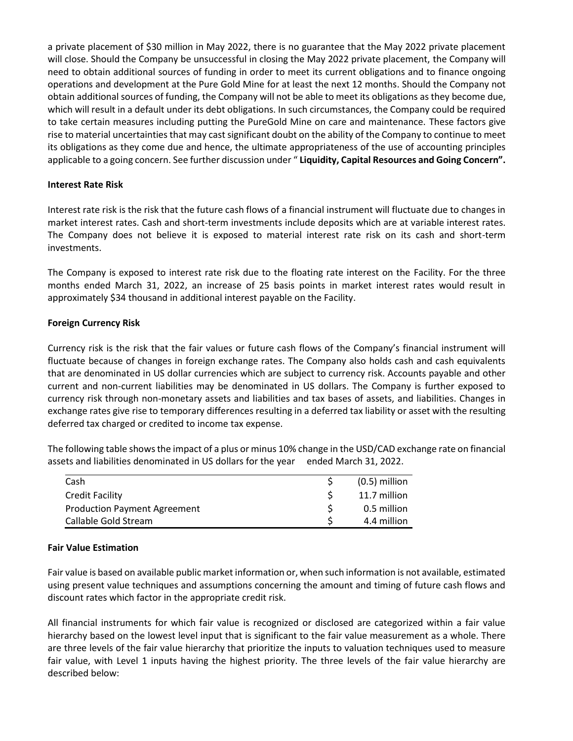a private placement of $30 million in May 2022, there is no guarantee that the May 2022 private placement will close. Should the Company be unsuccessful in closing the May 2022 private placement, the Company will need to obtain additional sources of funding in order to meet its current obligations and to finance ongoing operations and development at the Pure Gold Mine for at least the next 12 months. Should the Company not obtain additional sources of funding, the Company will not be able to meet its obligations as they become due, which will result in a default under its debt obligations. In such circumstances, the Company could be required to take certain measures including putting the PureGold Mine on care and maintenance. These factors give rise to material uncertainties that may cast significant doubt on the ability of the Company to continue to meet its obligations as they come due and hence, the ultimate appropriateness of the use of accounting principles applicable to a going concern. See further discussion under " **Liquidity, Capital Resources and Going Concern".**

**Interest Rate Risk**

Interest rate risk is the risk that the future cash flows of a financial instrument will fluctuate due to changes in market interest rates. Cash and short-term investments include deposits which are at variable interest rates. The Company does not believe it is exposed to material interest rate risk on its cash and short-term investments.

The Company is exposed to interest rate risk due to the floating rate interest on the Facility. For the three months ended March 31, 2022, an increase of 25 basis points in market interest rates would result in approximately $34 thousand in additional interest payable on the Facility.

**Foreign Currency Risk**

Currency risk is the risk that the fair values or future cash flows of the Company's financial instrument will fluctuate because of changes in foreign exchange rates. The Company also holds cash and cash equivalents that are denominated in US dollar currencies which are subject to currency risk. Accounts payable and other current and non-current liabilities may be denominated in US dollars. The Company is further exposed to currency risk through non-monetary assets and liabilities and tax bases of assets, and liabilities. Changes in exchange rates give rise to temporary differences resulting in a deferred tax liability or asset with the resulting deferred tax charged or credited to income tax expense.

The following table shows the impact of a plus or minus 10% change in the USD/CAD exchange rate on financial assets and liabilities denominated in US dollars for the year ended March 31, 2022.

| | | |
|---|---|---|
| Cash | $ | (0.5) million |
| Credit Facility | $ | 11.7 million |
| Production Payment Agreement | $ | 0.5 million |
| Callable Gold Stream | $ | 4.4 million |

**Fair Value Estimation**

Fair value is based on available public market information or, when such information is not available, estimated using present value techniques and assumptions concerning the amount and timing of future cash flows and discount rates which factor in the appropriate credit risk.

All financial instruments for which fair value is recognized or disclosed are categorized within a fair value hierarchy based on the lowest level input that is significant to the fair value measurement as a whole. There are three levels of the fair value hierarchy that prioritize the inputs to valuation techniques used to measure fair value, with Level 1 inputs having the highest priority. The three levels of the fair value hierarchy are described below: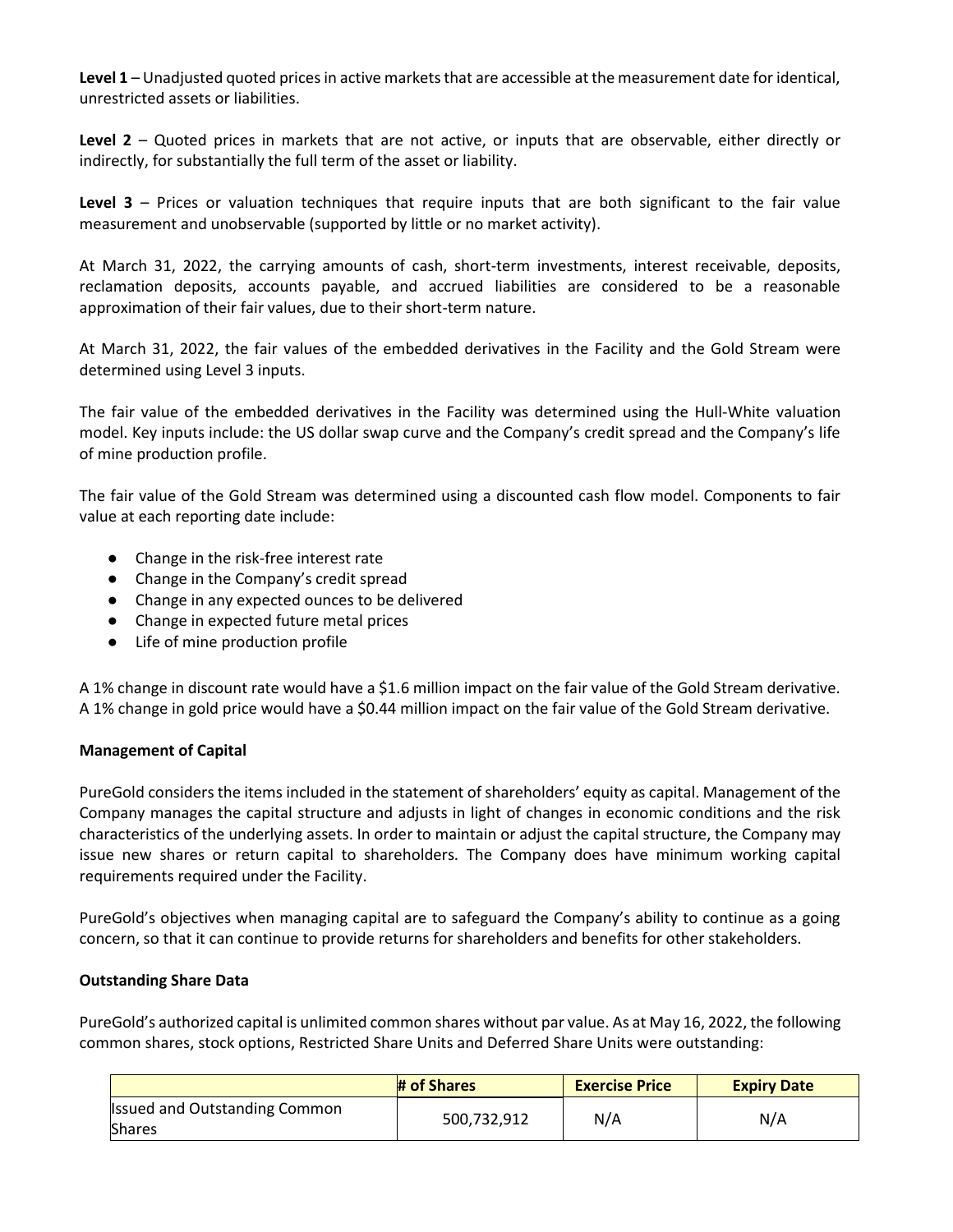**Level 1** – Unadjusted quoted prices in active markets that are accessible at the measurement date for identical, unrestricted assets or liabilities.

**Level 2** – Quoted prices in markets that are not active, or inputs that are observable, either directly or indirectly, for substantially the full term of the asset or liability.

**Level 3** – Prices or valuation techniques that require inputs that are both significant to the fair value measurement and unobservable (supported by little or no market activity).

At March 31, 2022, the carrying amounts of cash, short-term investments, interest receivable, deposits, reclamation deposits, accounts payable, and accrued liabilities are considered to be a reasonable approximation of their fair values, due to their short-term nature.

At March 31, 2022, the fair values of the embedded derivatives in the Facility and the Gold Stream were determined using Level 3 inputs.

The fair value of the embedded derivatives in the Facility was determined using the Hull-White valuation model. Key inputs include: the US dollar swap curve and the Company's credit spread and the Company's life of mine production profile.

The fair value of the Gold Stream was determined using a discounted cash flow model. Components to fair value at each reporting date include:

- Change in the risk-free interest rate
- Change in the Company's credit spread
- Change in any expected ounces to be delivered
- Change in expected future metal prices
- Life of mine production profile

A 1% change in discount rate would have a $1.6 million impact on the fair value of the Gold Stream derivative. A 1% change in gold price would have a $0.44 million impact on the fair value of the Gold Stream derivative.

### Management of Capital

PureGold considers the items included in the statement of shareholders' equity as capital. Management of the Company manages the capital structure and adjusts in light of changes in economic conditions and the risk characteristics of the underlying assets. In order to maintain or adjust the capital structure, the Company may issue new shares or return capital to shareholders. The Company does have minimum working capital requirements required under the Facility.

PureGold's objectives when managing capital are to safeguard the Company's ability to continue as a going concern, so that it can continue to provide returns for shareholders and benefits for other stakeholders.

### Outstanding Share Data

PureGold's authorized capital is unlimited common shares without par value. As at May 16, 2022, the following common shares, stock options, Restricted Share Units and Deferred Share Units were outstanding:

| | # of Shares | Exercise Price | Expiry Date |
|---|---|---|---|
| Issued and Outstanding Common Shares | 500,732,912 | N/A | N/A |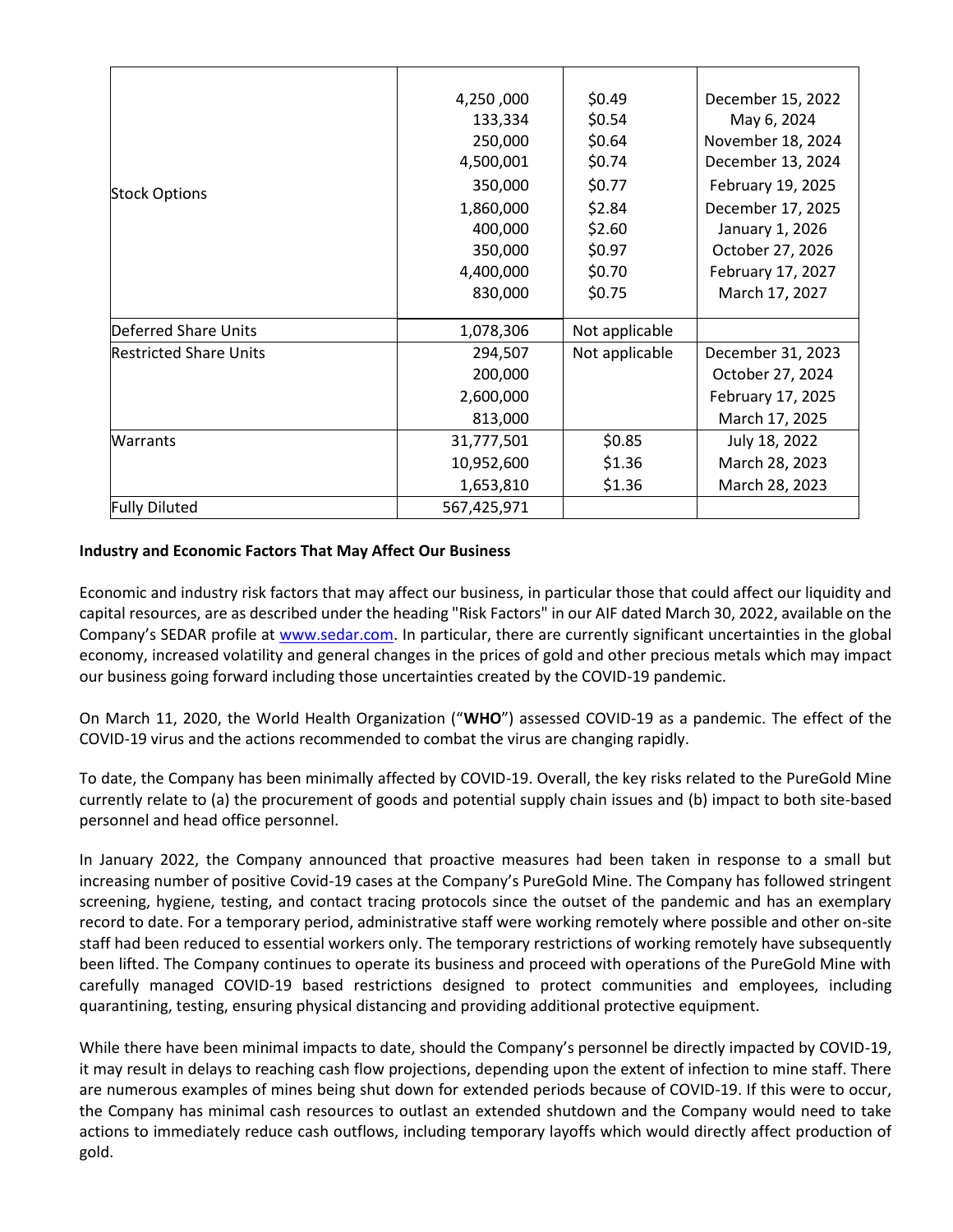| | | | |
|---|---|---|---|
| Stock Options | 4,250 ,000<br>133,334<br>250,000<br>4,500,001<br>350,000<br>1,860,000<br>400,000<br>350,000<br>4,400,000<br>830,000 | \$0.49<br>\$0.54<br>\$0.64<br>\$0.74<br>\$0.77<br>\$2.84<br>\$2.60<br>\$0.97<br>\$0.70<br>\$0.75 | December 15, 2022<br>May 6, 2024<br>November 18, 2024<br>December 13, 2024<br>February 19, 2025<br>December 17, 2025<br>January 1, 2026<br>October 27, 2026<br>February 17, 2027<br>March 17, 2027 |
| Deferred Share Units | 1,078,306 | Not applicable | |
| Restricted Share Units | 294,507<br>200,000<br>2,600,000<br>813,000 | Not applicable | December 31, 2023<br>October 27, 2024<br>February 17, 2025<br>March 17, 2025 |
| Warrants | 31,777,501<br>10,952,600<br>1,653,810 | \$0.85<br>\$1.36<br>\$1.36 | July 18, 2022<br>March 28, 2023<br>March 28, 2023 |
| Fully Diluted | 567,425,971 | | |

**Industry and Economic Factors That May Affect Our Business**

Economic and industry risk factors that may affect our business, in particular those that could affect our liquidity and capital resources, are as described under the heading "Risk Factors" in our AIF dated March 30, 2022, available on the Company's SEDAR profile at www.sedar.com. In particular, there are currently significant uncertainties in the global economy, increased volatility and general changes in the prices of gold and other precious metals which may impact our business going forward including those uncertainties created by the COVID-19 pandemic.

On March 11, 2020, the World Health Organization ("**WHO**") assessed COVID-19 as a pandemic. The effect of the COVID-19 virus and the actions recommended to combat the virus are changing rapidly.

To date, the Company has been minimally affected by COVID-19. Overall, the key risks related to the PureGold Mine currently relate to (a) the procurement of goods and potential supply chain issues and (b) impact to both site-based personnel and head office personnel.

In January 2022, the Company announced that proactive measures had been taken in response to a small but increasing number of positive Covid-19 cases at the Company's PureGold Mine. The Company has followed stringent screening, hygiene, testing, and contact tracing protocols since the outset of the pandemic and has an exemplary record to date. For a temporary period, administrative staff were working remotely where possible and other on-site staff had been reduced to essential workers only. The temporary restrictions of working remotely have subsequently been lifted. The Company continues to operate its business and proceed with operations of the PureGold Mine with carefully managed COVID-19 based restrictions designed to protect communities and employees, including quarantining, testing, ensuring physical distancing and providing additional protective equipment.

While there have been minimal impacts to date, should the Company's personnel be directly impacted by COVID-19, it may result in delays to reaching cash flow projections, depending upon the extent of infection to mine staff. There are numerous examples of mines being shut down for extended periods because of COVID-19. If this were to occur, the Company has minimal cash resources to outlast an extended shutdown and the Company would need to take actions to immediately reduce cash outflows, including temporary layoffs which would directly affect production of gold.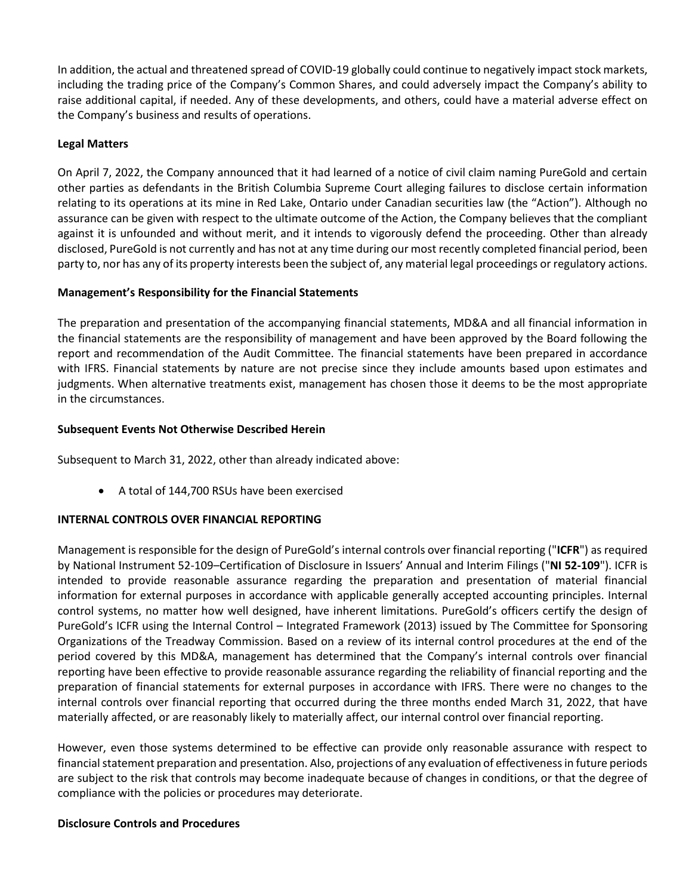In addition, the actual and threatened spread of COVID-19 globally could continue to negatively impact stock markets, including the trading price of the Company's Common Shares, and could adversely impact the Company's ability to raise additional capital, if needed. Any of these developments, and others, could have a material adverse effect on the Company's business and results of operations.

**Legal Matters**

On April 7, 2022, the Company announced that it had learned of a notice of civil claim naming PureGold and certain other parties as defendants in the British Columbia Supreme Court alleging failures to disclose certain information relating to its operations at its mine in Red Lake, Ontario under Canadian securities law (the "Action"). Although no assurance can be given with respect to the ultimate outcome of the Action, the Company believes that the compliant against it is unfounded and without merit, and it intends to vigorously defend the proceeding. Other than already disclosed, PureGold is not currently and has not at any time during our most recently completed financial period, been party to, nor has any of its property interests been the subject of, any material legal proceedings or regulatory actions.

**Management's Responsibility for the Financial Statements**

The preparation and presentation of the accompanying financial statements, MD&A and all financial information in the financial statements are the responsibility of management and have been approved by the Board following the report and recommendation of the Audit Committee. The financial statements have been prepared in accordance with IFRS. Financial statements by nature are not precise since they include amounts based upon estimates and judgments. When alternative treatments exist, management has chosen those it deems to be the most appropriate in the circumstances.

**Subsequent Events Not Otherwise Described Herein**

Subsequent to March 31, 2022, other than already indicated above:

- A total of 144,700 RSUs have been exercised

**INTERNAL CONTROLS OVER FINANCIAL REPORTING**

Management is responsible for the design of PureGold's internal controls over financial reporting ("**ICFR**") as required by National Instrument 52-109–Certification of Disclosure in Issuers' Annual and Interim Filings ("**NI 52-109**"). ICFR is intended to provide reasonable assurance regarding the preparation and presentation of material financial information for external purposes in accordance with applicable generally accepted accounting principles. Internal control systems, no matter how well designed, have inherent limitations. PureGold's officers certify the design of PureGold's ICFR using the Internal Control – Integrated Framework (2013) issued by The Committee for Sponsoring Organizations of the Treadway Commission. Based on a review of its internal control procedures at the end of the period covered by this MD&A, management has determined that the Company's internal controls over financial reporting have been effective to provide reasonable assurance regarding the reliability of financial reporting and the preparation of financial statements for external purposes in accordance with IFRS. There were no changes to the internal controls over financial reporting that occurred during the three months ended March 31, 2022, that have materially affected, or are reasonably likely to materially affect, our internal control over financial reporting.

However, even those systems determined to be effective can provide only reasonable assurance with respect to financial statement preparation and presentation. Also, projections of any evaluation of effectiveness in future periods are subject to the risk that controls may become inadequate because of changes in conditions, or that the degree of compliance with the policies or procedures may deteriorate.

**Disclosure Controls and Procedures**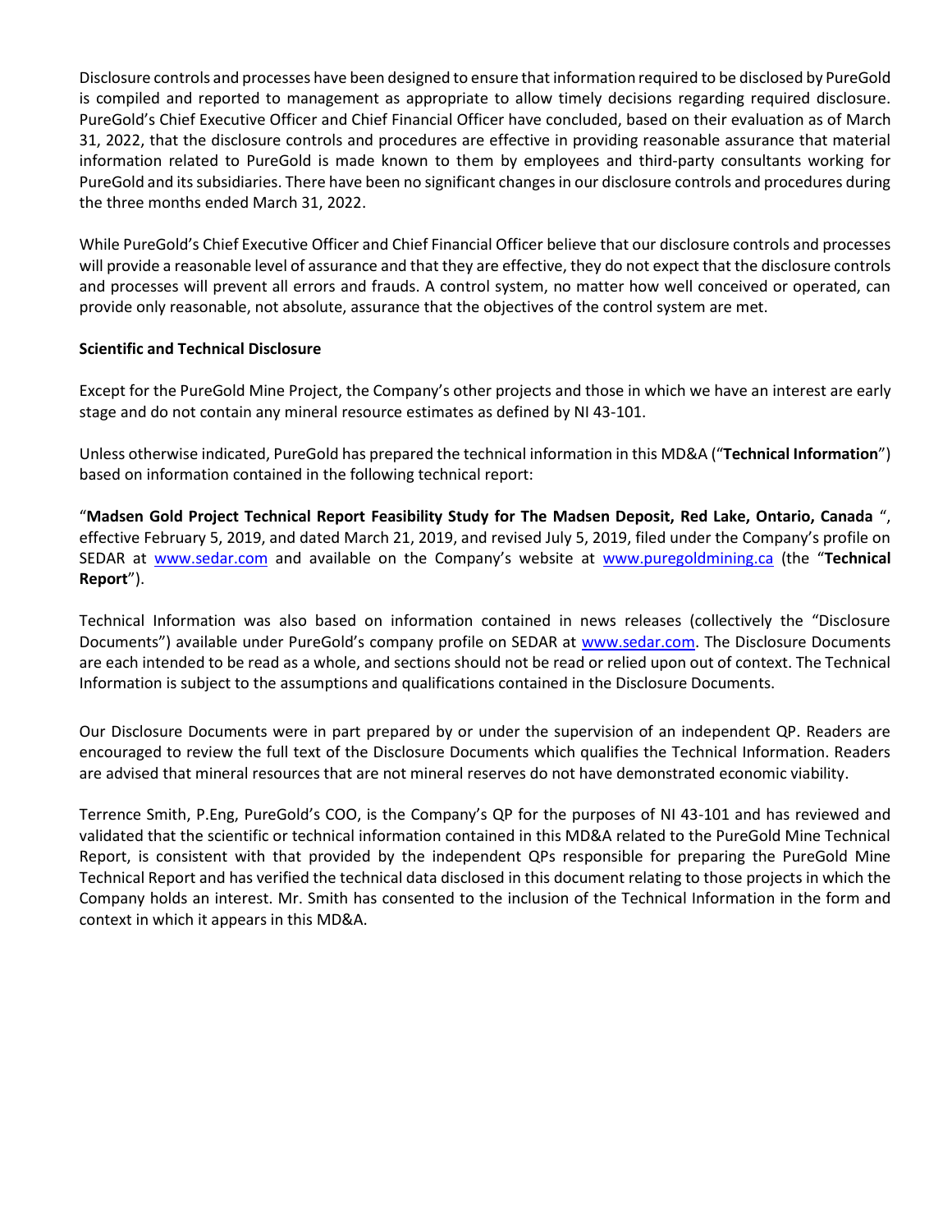Disclosure controls and processes have been designed to ensure that information required to be disclosed by PureGold is compiled and reported to management as appropriate to allow timely decisions regarding required disclosure. PureGold's Chief Executive Officer and Chief Financial Officer have concluded, based on their evaluation as of March 31, 2022, that the disclosure controls and procedures are effective in providing reasonable assurance that material information related to PureGold is made known to them by employees and third-party consultants working for PureGold and its subsidiaries. There have been no significant changes in our disclosure controls and procedures during the three months ended March 31, 2022.

While PureGold's Chief Executive Officer and Chief Financial Officer believe that our disclosure controls and processes will provide a reasonable level of assurance and that they are effective, they do not expect that the disclosure controls and processes will prevent all errors and frauds. A control system, no matter how well conceived or operated, can provide only reasonable, not absolute, assurance that the objectives of the control system are met.

**Scientific and Technical Disclosure**

Except for the PureGold Mine Project, the Company's other projects and those in which we have an interest are early stage and do not contain any mineral resource estimates as defined by NI 43-101.

Unless otherwise indicated, PureGold has prepared the technical information in this MD&A ("**Technical Information**") based on information contained in the following technical report:

"**Madsen Gold Project Technical Report Feasibility Study for The Madsen Deposit, Red Lake, Ontario, Canada** ", effective February 5, 2019, and dated March 21, 2019, and revised July 5, 2019, filed under the Company's profile on SEDAR at www.sedar.com and available on the Company's website at www.puregoldmining.ca (the "**Technical Report**").

Technical Information was also based on information contained in news releases (collectively the "Disclosure Documents") available under PureGold's company profile on SEDAR at www.sedar.com. The Disclosure Documents are each intended to be read as a whole, and sections should not be read or relied upon out of context. The Technical Information is subject to the assumptions and qualifications contained in the Disclosure Documents.

Our Disclosure Documents were in part prepared by or under the supervision of an independent QP. Readers are encouraged to review the full text of the Disclosure Documents which qualifies the Technical Information. Readers are advised that mineral resources that are not mineral reserves do not have demonstrated economic viability.

Terrence Smith, P.Eng, PureGold's COO, is the Company's QP for the purposes of NI 43-101 and has reviewed and validated that the scientific or technical information contained in this MD&A related to the PureGold Mine Technical Report, is consistent with that provided by the independent QPs responsible for preparing the PureGold Mine Technical Report and has verified the technical data disclosed in this document relating to those projects in which the Company holds an interest. Mr. Smith has consented to the inclusion of the Technical Information in the form and context in which it appears in this MD&A.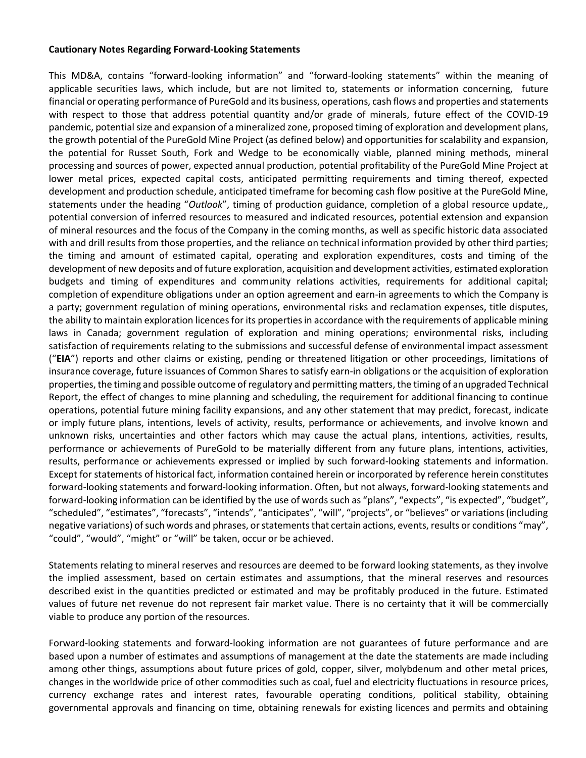**Cautionary Notes Regarding Forward-Looking Statements**

This MD&A, contains "forward-looking information" and "forward-looking statements" within the meaning of applicable securities laws, which include, but are not limited to, statements or information concerning, future financial or operating performance of PureGold and its business, operations, cash flows and properties and statements with respect to those that address potential quantity and/or grade of minerals, future effect of the COVID-19 pandemic, potential size and expansion of a mineralized zone, proposed timing of exploration and development plans, the growth potential of the PureGold Mine Project (as defined below) and opportunities for scalability and expansion, the potential for Russet South, Fork and Wedge to be economically viable, planned mining methods, mineral processing and sources of power, expected annual production, potential profitability of the PureGold Mine Project at lower metal prices, expected capital costs, anticipated permitting requirements and timing thereof, expected development and production schedule, anticipated timeframe for becoming cash flow positive at the PureGold Mine, statements under the heading "*Outlook*", timing of production guidance, completion of a global resource update,, potential conversion of inferred resources to measured and indicated resources, potential extension and expansion of mineral resources and the focus of the Company in the coming months, as well as specific historic data associated with and drill results from those properties, and the reliance on technical information provided by other third parties; the timing and amount of estimated capital, operating and exploration expenditures, costs and timing of the development of new deposits and of future exploration, acquisition and development activities, estimated exploration budgets and timing of expenditures and community relations activities, requirements for additional capital; completion of expenditure obligations under an option agreement and earn-in agreements to which the Company is a party; government regulation of mining operations, environmental risks and reclamation expenses, title disputes, the ability to maintain exploration licences for its properties in accordance with the requirements of applicable mining laws in Canada; government regulation of exploration and mining operations; environmental risks, including satisfaction of requirements relating to the submissions and successful defense of environmental impact assessment ("**EIA**") reports and other claims or existing, pending or threatened litigation or other proceedings, limitations of insurance coverage, future issuances of Common Shares to satisfy earn-in obligations or the acquisition of exploration properties, the timing and possible outcome of regulatory and permitting matters, the timing of an upgraded Technical Report, the effect of changes to mine planning and scheduling, the requirement for additional financing to continue operations, potential future mining facility expansions, and any other statement that may predict, forecast, indicate or imply future plans, intentions, levels of activity, results, performance or achievements, and involve known and unknown risks, uncertainties and other factors which may cause the actual plans, intentions, activities, results, performance or achievements of PureGold to be materially different from any future plans, intentions, activities, results, performance or achievements expressed or implied by such forward-looking statements and information. Except for statements of historical fact, information contained herein or incorporated by reference herein constitutes forward-looking statements and forward-looking information. Often, but not always, forward-looking statements and forward-looking information can be identified by the use of words such as "plans", "expects", "is expected", "budget", "scheduled", "estimates", "forecasts", "intends", "anticipates", "will", "projects", or "believes" or variations (including negative variations) of such words and phrases, or statements that certain actions, events, results or conditions "may", "could", "would", "might" or "will" be taken, occur or be achieved.

Statements relating to mineral reserves and resources are deemed to be forward looking statements, as they involve the implied assessment, based on certain estimates and assumptions, that the mineral reserves and resources described exist in the quantities predicted or estimated and may be profitably produced in the future. Estimated values of future net revenue do not represent fair market value. There is no certainty that it will be commercially viable to produce any portion of the resources.

Forward-looking statements and forward-looking information are not guarantees of future performance and are based upon a number of estimates and assumptions of management at the date the statements are made including among other things, assumptions about future prices of gold, copper, silver, molybdenum and other metal prices, changes in the worldwide price of other commodities such as coal, fuel and electricity fluctuations in resource prices, currency exchange rates and interest rates, favourable operating conditions, political stability, obtaining governmental approvals and financing on time, obtaining renewals for existing licences and permits and obtaining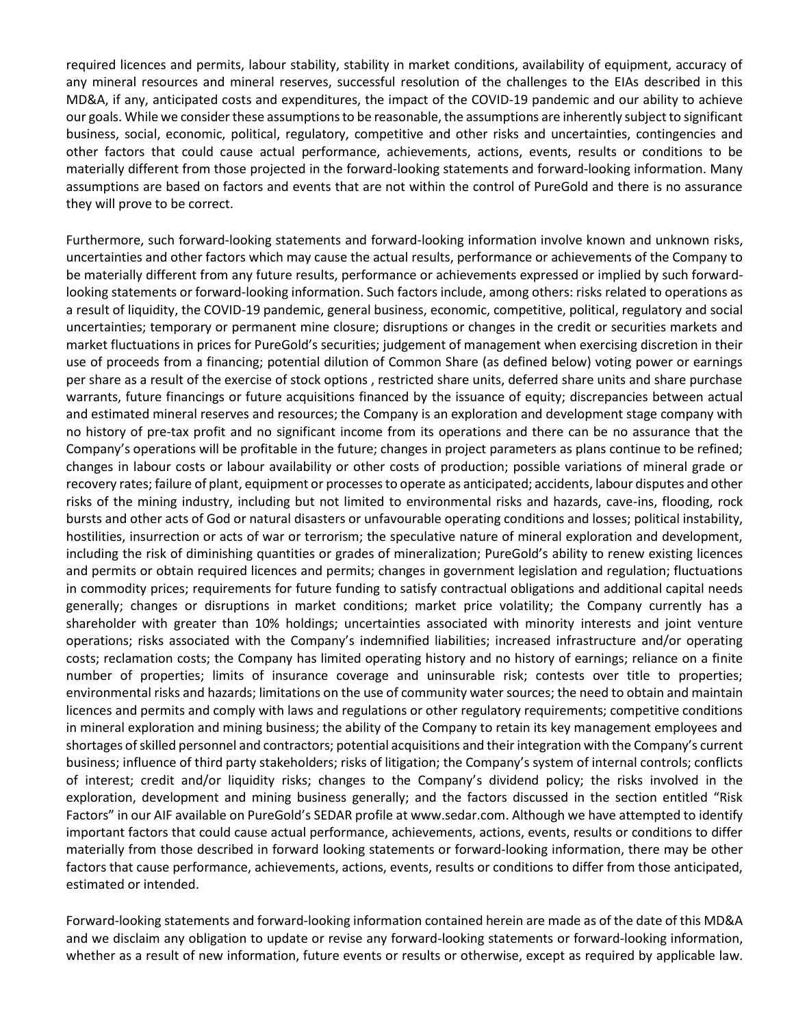required licences and permits, labour stability, stability in market conditions, availability of equipment, accuracy of any mineral resources and mineral reserves, successful resolution of the challenges to the EIAs described in this MD&A, if any, anticipated costs and expenditures, the impact of the COVID-19 pandemic and our ability to achieve our goals. While we consider these assumptions to be reasonable, the assumptions are inherently subject to significant business, social, economic, political, regulatory, competitive and other risks and uncertainties, contingencies and other factors that could cause actual performance, achievements, actions, events, results or conditions to be materially different from those projected in the forward-looking statements and forward-looking information. Many assumptions are based on factors and events that are not within the control of PureGold and there is no assurance they will prove to be correct.

Furthermore, such forward-looking statements and forward-looking information involve known and unknown risks, uncertainties and other factors which may cause the actual results, performance or achievements of the Company to be materially different from any future results, performance or achievements expressed or implied by such forward-looking statements or forward-looking information. Such factors include, among others: risks related to operations as a result of liquidity, the COVID-19 pandemic, general business, economic, competitive, political, regulatory and social uncertainties; temporary or permanent mine closure; disruptions or changes in the credit or securities markets and market fluctuations in prices for PureGold's securities; judgement of management when exercising discretion in their use of proceeds from a financing; potential dilution of Common Share (as defined below) voting power or earnings per share as a result of the exercise of stock options , restricted share units, deferred share units and share purchase warrants, future financings or future acquisitions financed by the issuance of equity; discrepancies between actual and estimated mineral reserves and resources; the Company is an exploration and development stage company with no history of pre-tax profit and no significant income from its operations and there can be no assurance that the Company's operations will be profitable in the future; changes in project parameters as plans continue to be refined; changes in labour costs or labour availability or other costs of production; possible variations of mineral grade or recovery rates; failure of plant, equipment or processes to operate as anticipated; accidents, labour disputes and other risks of the mining industry, including but not limited to environmental risks and hazards, cave-ins, flooding, rock bursts and other acts of God or natural disasters or unfavourable operating conditions and losses; political instability, hostilities, insurrection or acts of war or terrorism; the speculative nature of mineral exploration and development, including the risk of diminishing quantities or grades of mineralization; PureGold's ability to renew existing licences and permits or obtain required licences and permits; changes in government legislation and regulation; fluctuations in commodity prices; requirements for future funding to satisfy contractual obligations and additional capital needs generally; changes or disruptions in market conditions; market price volatility; the Company currently has a shareholder with greater than 10% holdings; uncertainties associated with minority interests and joint venture operations; risks associated with the Company's indemnified liabilities; increased infrastructure and/or operating costs; reclamation costs; the Company has limited operating history and no history of earnings; reliance on a finite number of properties; limits of insurance coverage and uninsurable risk; contests over title to properties; environmental risks and hazards; limitations on the use of community water sources; the need to obtain and maintain licences and permits and comply with laws and regulations or other regulatory requirements; competitive conditions in mineral exploration and mining business; the ability of the Company to retain its key management employees and shortages of skilled personnel and contractors; potential acquisitions and their integration with the Company's current business; influence of third party stakeholders; risks of litigation; the Company's system of internal controls; conflicts of interest; credit and/or liquidity risks; changes to the Company's dividend policy; the risks involved in the exploration, development and mining business generally; and the factors discussed in the section entitled "Risk Factors" in our AIF available on PureGold's SEDAR profile at www.sedar.com. Although we have attempted to identify important factors that could cause actual performance, achievements, actions, events, results or conditions to differ materially from those described in forward looking statements or forward-looking information, there may be other factors that cause performance, achievements, actions, events, results or conditions to differ from those anticipated, estimated or intended.

Forward-looking statements and forward-looking information contained herein are made as of the date of this MD&A and we disclaim any obligation to update or revise any forward-looking statements or forward-looking information, whether as a result of new information, future events or results or otherwise, except as required by applicable law.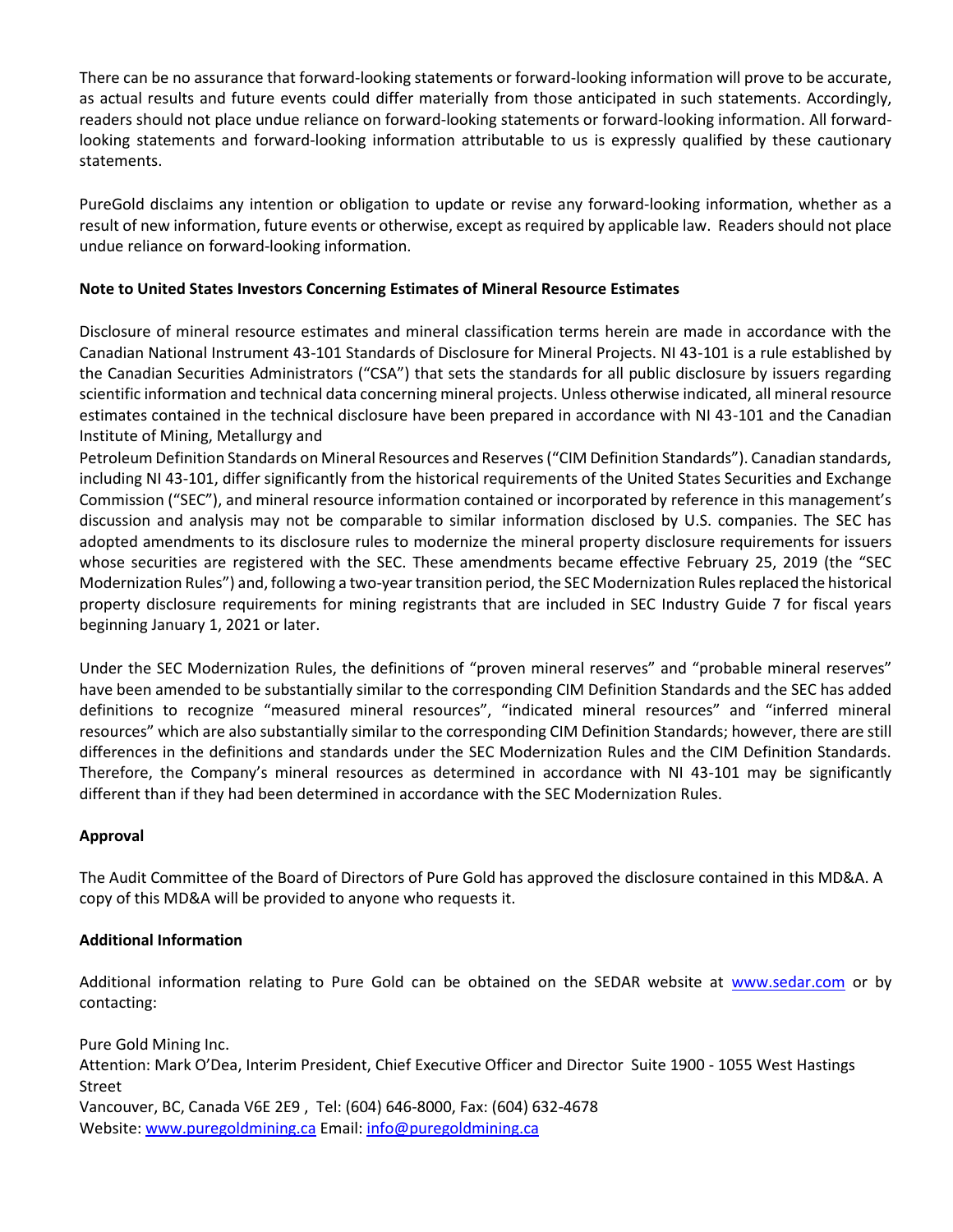There can be no assurance that forward-looking statements or forward-looking information will prove to be accurate, as actual results and future events could differ materially from those anticipated in such statements. Accordingly, readers should not place undue reliance on forward-looking statements or forward-looking information. All forward-looking statements and forward-looking information attributable to us is expressly qualified by these cautionary statements.

PureGold disclaims any intention or obligation to update or revise any forward-looking information, whether as a result of new information, future events or otherwise, except as required by applicable law. Readers should not place undue reliance on forward-looking information.

**Note to United States Investors Concerning Estimates of Mineral Resource Estimates**

Disclosure of mineral resource estimates and mineral classification terms herein are made in accordance with the Canadian National Instrument 43-101 Standards of Disclosure for Mineral Projects. NI 43-101 is a rule established by the Canadian Securities Administrators ("CSA") that sets the standards for all public disclosure by issuers regarding scientific information and technical data concerning mineral projects. Unless otherwise indicated, all mineral resource estimates contained in the technical disclosure have been prepared in accordance with NI 43-101 and the Canadian Institute of Mining, Metallurgy and Petroleum Definition Standards on Mineral Resources and Reserves ("CIM Definition Standards"). Canadian standards, including NI 43-101, differ significantly from the historical requirements of the United States Securities and Exchange Commission ("SEC"), and mineral resource information contained or incorporated by reference in this management's discussion and analysis may not be comparable to similar information disclosed by U.S. companies. The SEC has adopted amendments to its disclosure rules to modernize the mineral property disclosure requirements for issuers whose securities are registered with the SEC. These amendments became effective February 25, 2019 (the "SEC Modernization Rules") and, following a two-year transition period, the SEC Modernization Rules replaced the historical property disclosure requirements for mining registrants that are included in SEC Industry Guide 7 for fiscal years beginning January 1, 2021 or later.

Under the SEC Modernization Rules, the definitions of "proven mineral reserves" and "probable mineral reserves" have been amended to be substantially similar to the corresponding CIM Definition Standards and the SEC has added definitions to recognize "measured mineral resources", "indicated mineral resources" and "inferred mineral resources" which are also substantially similar to the corresponding CIM Definition Standards; however, there are still differences in the definitions and standards under the SEC Modernization Rules and the CIM Definition Standards. Therefore, the Company's mineral resources as determined in accordance with NI 43-101 may be significantly different than if they had been determined in accordance with the SEC Modernization Rules.

**Approval**

The Audit Committee of the Board of Directors of Pure Gold has approved the disclosure contained in this MD&A. A copy of this MD&A will be provided to anyone who requests it.

**Additional Information**

Additional information relating to Pure Gold can be obtained on the SEDAR website at www.sedar.com or by contacting:

Pure Gold Mining Inc.
Attention: Mark O'Dea, Interim President, Chief Executive Officer and Director Suite 1900 - 1055 West Hastings Street
Vancouver, BC, Canada V6E 2E9 , Tel: (604) 646-8000, Fax: (604) 632-4678
Website: www.puregoldmining.ca Email: info@puregoldmining.ca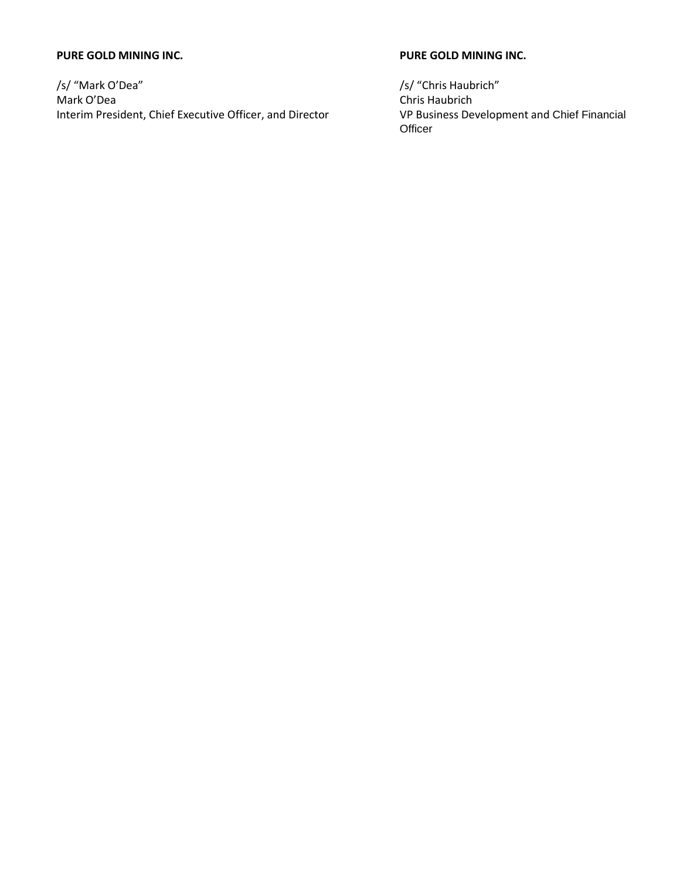**PURE GOLD MINING INC.**

/s/ "Mark O'Dea"
Mark O'Dea
Interim President, Chief Executive Officer, and Director

**PURE GOLD MINING INC.**

/s/ "Chris Haubrich"
Chris Haubrich
VP Business Development and Chief Financial Officer